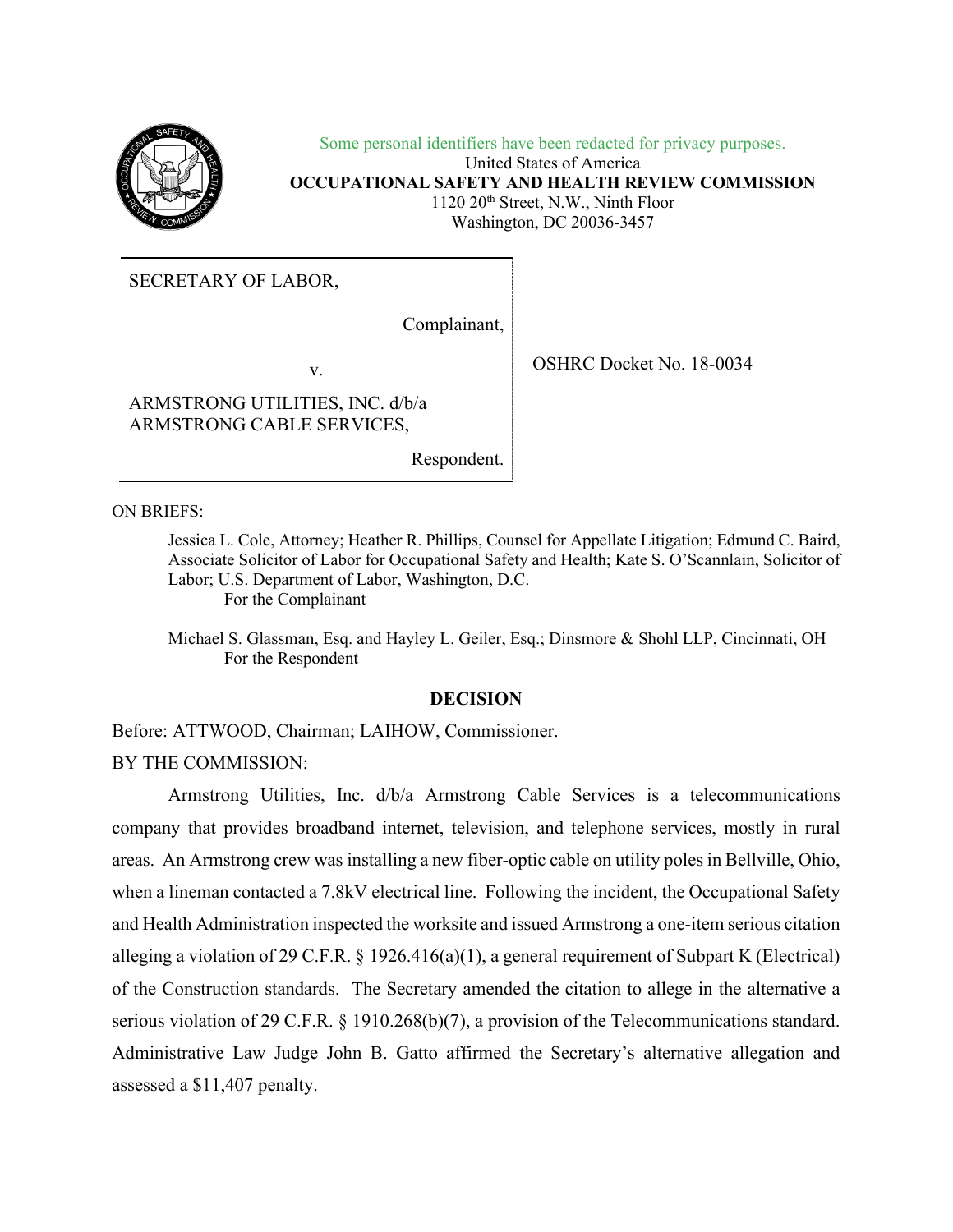Some personal identifiers have been redacted for privacy purposes.

United States of America

**OCCUPATIONAL SAFETY AND HEALTH REVIEW COMMISSION**

1120 20th Street, N.W., Ninth Floor

Washington, DC 20036-3457

| | |
|---|---|
| SECRETARY OF LABOR,<br><br>Complainant,<br><br>v.<br><br>ARMSTRONG UTILITIES, INC. d/b/a ARMSTRONG CABLE SERVICES,<br><br>Respondent. | OSHRC Docket No. 18-0034 |

ON BRIEFS:

Jessica L. Cole, Attorney; Heather R. Phillips, Counsel for Appellate Litigation; Edmund C. Baird, Associate Solicitor of Labor for Occupational Safety and Health; Kate S. O'Scannlain, Solicitor of Labor; U.S. Department of Labor, Washington, D.C.
For the Complainant

Michael S. Glassman, Esq. and Hayley L. Geiler, Esq.; Dinsmore & Shohl LLP, Cincinnati, OH
For the Respondent

## DECISION

Before: ATTWOOD, Chairman; LAIHOW, Commissioner.

BY THE COMMISSION:

Armstrong Utilities, Inc. d/b/a Armstrong Cable Services is a telecommunications company that provides broadband internet, television, and telephone services, mostly in rural areas. An Armstrong crew was installing a new fiber-optic cable on utility poles in Bellville, Ohio, when a lineman contacted a 7.8kV electrical line. Following the incident, the Occupational Safety and Health Administration inspected the worksite and issued Armstrong a one-item serious citation alleging a violation of 29 C.F.R. § 1926.416(a)(1), a general requirement of Subpart K (Electrical) of the Construction standards. The Secretary amended the citation to allege in the alternative a serious violation of 29 C.F.R. § 1910.268(b)(7), a provision of the Telecommunications standard. Administrative Law Judge John B. Gatto affirmed the Secretary's alternative allegation and assessed a $11,407 penalty.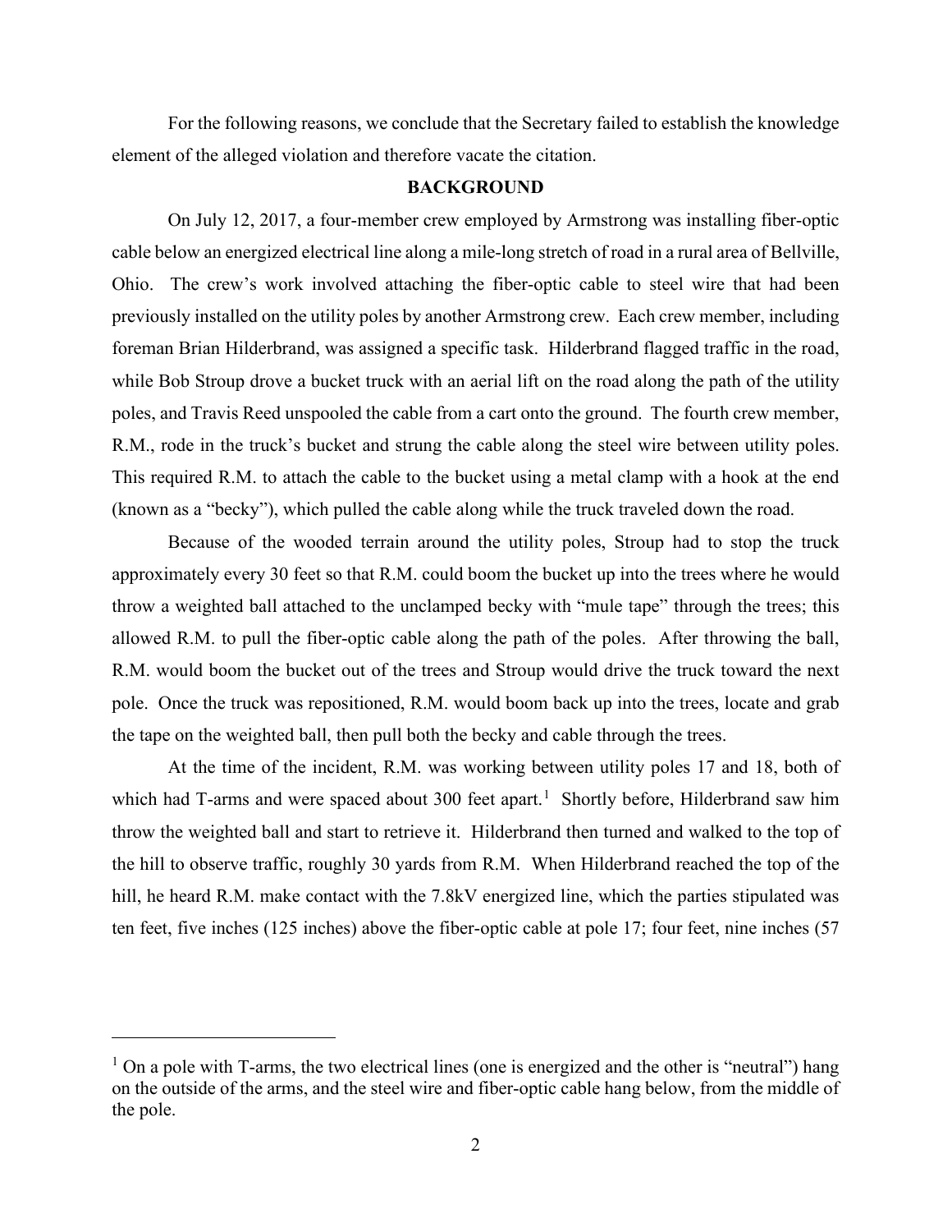For the following reasons, we conclude that the Secretary failed to establish the knowledge element of the alleged violation and therefore vacate the citation.

## BACKGROUND

On July 12, 2017, a four-member crew employed by Armstrong was installing fiber-optic cable below an energized electrical line along a mile-long stretch of road in a rural area of Bellville, Ohio. The crew's work involved attaching the fiber-optic cable to steel wire that had been previously installed on the utility poles by another Armstrong crew. Each crew member, including foreman Brian Hilderbrand, was assigned a specific task. Hilderbrand flagged traffic in the road, while Bob Stroup drove a bucket truck with an aerial lift on the road along the path of the utility poles, and Travis Reed unspooled the cable from a cart onto the ground. The fourth crew member, R.M., rode in the truck's bucket and strung the cable along the steel wire between utility poles. This required R.M. to attach the cable to the bucket using a metal clamp with a hook at the end (known as a "becky"), which pulled the cable along while the truck traveled down the road.

Because of the wooded terrain around the utility poles, Stroup had to stop the truck approximately every 30 feet so that R.M. could boom the bucket up into the trees where he would throw a weighted ball attached to the unclamped becky with "mule tape" through the trees; this allowed R.M. to pull the fiber-optic cable along the path of the poles. After throwing the ball, R.M. would boom the bucket out of the trees and Stroup would drive the truck toward the next pole. Once the truck was repositioned, R.M. would boom back up into the trees, locate and grab the tape on the weighted ball, then pull both the becky and cable through the trees.

At the time of the incident, R.M. was working between utility poles 17 and 18, both of which had T-arms and were spaced about 300 feet apart.[1] Shortly before, Hilderbrand saw him throw the weighted ball and start to retrieve it. Hilderbrand then turned and walked to the top of the hill to observe traffic, roughly 30 yards from R.M. When Hilderbrand reached the top of the hill, he heard R.M. make contact with the 7.8kV energized line, which the parties stipulated was ten feet, five inches (125 inches) above the fiber-optic cable at pole 17; four feet, nine inches (57

---

[1] On a pole with T-arms, the two electrical lines (one is energized and the other is "neutral") hang on the outside of the arms, and the steel wire and fiber-optic cable hang below, from the middle of the pole.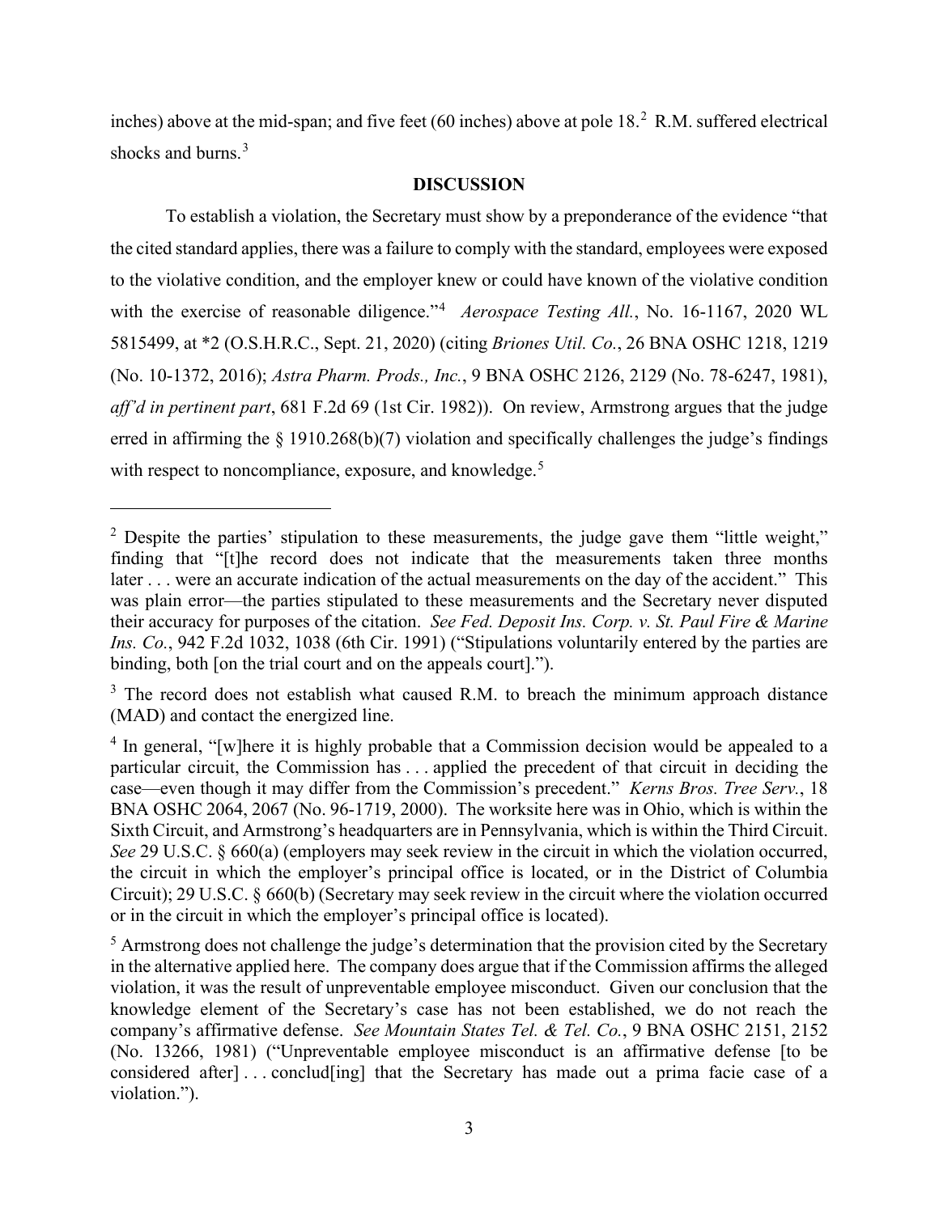inches) above at the mid-span; and five feet (60 inches) above at pole 18.[2] R.M. suffered electrical shocks and burns.[3]

## DISCUSSION

To establish a violation, the Secretary must show by a preponderance of the evidence "that the cited standard applies, there was a failure to comply with the standard, employees were exposed to the violative condition, and the employer knew or could have known of the violative condition with the exercise of reasonable diligence."[4] *Aerospace Testing All.*, No. 16-1167, 2020 WL 5815499, at *2 (O.S.H.R.C., Sept. 21, 2020) (citing *Briones Util. Co.*, 26 BNA OSHC 1218, 1219 (No. 10-1372, 2016); *Astra Pharm. Prods., Inc.*, 9 BNA OSHC 2126, 2129 (No. 78-6247, 1981), *aff'd in pertinent part*, 681 F.2d 69 (1st Cir. 1982)). On review, Armstrong argues that the judge erred in affirming the § 1910.268(b)(7) violation and specifically challenges the judge's findings with respect to noncompliance, exposure, and knowledge.[5]

---

[2] Despite the parties' stipulation to these measurements, the judge gave them "little weight," finding that "[t]he record does not indicate that the measurements taken three months later . . . were an accurate indication of the actual measurements on the day of the accident." This was plain error—the parties stipulated to these measurements and the Secretary never disputed their accuracy for purposes of the citation. *See Fed. Deposit Ins. Corp. v. St. Paul Fire & Marine Ins. Co.*, 942 F.2d 1032, 1038 (6th Cir. 1991) ("Stipulations voluntarily entered by the parties are binding, both [on the trial court and on the appeals court].").

[3] The record does not establish what caused R.M. to breach the minimum approach distance (MAD) and contact the energized line.

[4] In general, "[w]here it is highly probable that a Commission decision would be appealed to a particular circuit, the Commission has . . . applied the precedent of that circuit in deciding the case—even though it may differ from the Commission's precedent." *Kerns Bros. Tree Serv.*, 18 BNA OSHC 2064, 2067 (No. 96-1719, 2000). The worksite here was in Ohio, which is within the Sixth Circuit, and Armstrong's headquarters are in Pennsylvania, which is within the Third Circuit. *See* 29 U.S.C. § 660(a) (employers may seek review in the circuit in which the violation occurred, the circuit in which the employer's principal office is located, or in the District of Columbia Circuit); 29 U.S.C. § 660(b) (Secretary may seek review in the circuit where the violation occurred or in the circuit in which the employer's principal office is located).

[5] Armstrong does not challenge the judge's determination that the provision cited by the Secretary in the alternative applied here. The company does argue that if the Commission affirms the alleged violation, it was the result of unpreventable employee misconduct. Given our conclusion that the knowledge element of the Secretary's case has not been established, we do not reach the company's affirmative defense. *See Mountain States Tel. & Tel. Co.*, 9 BNA OSHC 2151, 2152 (No. 13266, 1981) ("Unpreventable employee misconduct is an affirmative defense [to be considered after] . . . conclud[ing] that the Secretary has made out a prima facie case of a violation.").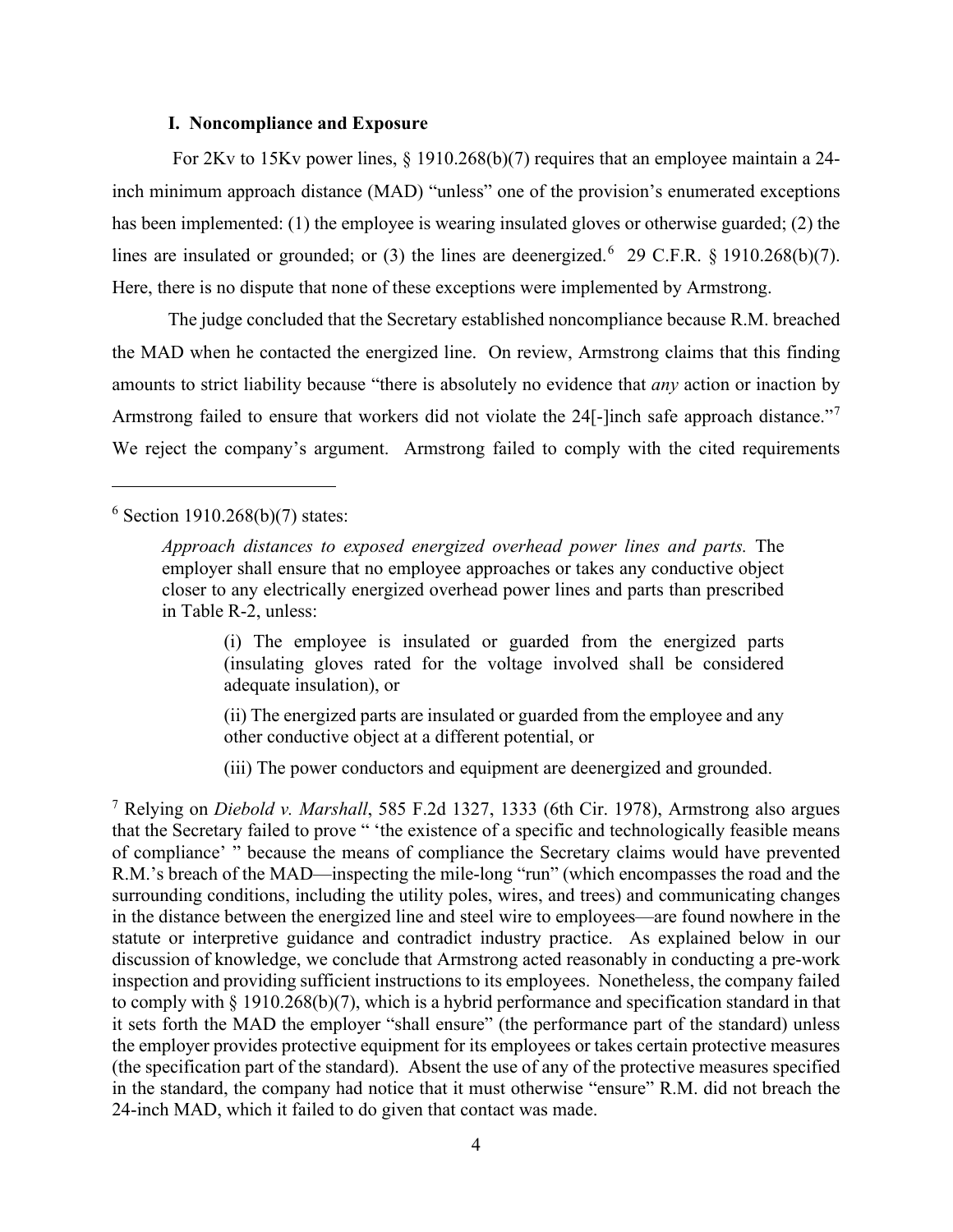### I. Noncompliance and Exposure

For 2Kv to 15Kv power lines, § 1910.268(b)(7) requires that an employee maintain a 24-inch minimum approach distance (MAD) "unless" one of the provision's enumerated exceptions has been implemented: (1) the employee is wearing insulated gloves or otherwise guarded; (2) the lines are insulated or grounded; or (3) the lines are deenergized.[6] 29 C.F.R. § 1910.268(b)(7). Here, there is no dispute that none of these exceptions were implemented by Armstrong.

The judge concluded that the Secretary established noncompliance because R.M. breached the MAD when he contacted the energized line. On review, Armstrong claims that this finding amounts to strict liability because "there is absolutely no evidence that *any* action or inaction by Armstrong failed to ensure that workers did not violate the 24[-]inch safe approach distance."[7] We reject the company's argument. Armstrong failed to comply with the cited requirements

---

[6] Section 1910.268(b)(7) states:

> *Approach distances to exposed energized overhead power lines and parts.* The employer shall ensure that no employee approaches or takes any conductive object closer to any electrically energized overhead power lines and parts than prescribed in Table R-2, unless:
>
> (i) The employee is insulated or guarded from the energized parts (insulating gloves rated for the voltage involved shall be considered adequate insulation), or
>
> (ii) The energized parts are insulated or guarded from the employee and any other conductive object at a different potential, or
>
> (iii) The power conductors and equipment are deenergized and grounded.

[7] Relying on *Diebold v. Marshall*, 585 F.2d 1327, 1333 (6th Cir. 1978), Armstrong also argues that the Secretary failed to prove " 'the existence of a specific and technologically feasible means of compliance' " because the means of compliance the Secretary claims would have prevented R.M.'s breach of the MAD—inspecting the mile-long "run" (which encompasses the road and the surrounding conditions, including the utility poles, wires, and trees) and communicating changes in the distance between the energized line and steel wire to employees—are found nowhere in the statute or interpretive guidance and contradict industry practice. As explained below in our discussion of knowledge, we conclude that Armstrong acted reasonably in conducting a pre-work inspection and providing sufficient instructions to its employees. Nonetheless, the company failed to comply with § 1910.268(b)(7), which is a hybrid performance and specification standard in that it sets forth the MAD the employer "shall ensure" (the performance part of the standard) unless the employer provides protective equipment for its employees or takes certain protective measures (the specification part of the standard). Absent the use of any of the protective measures specified in the standard, the company had notice that it must otherwise "ensure" R.M. did not breach the 24-inch MAD, which it failed to do given that contact was made.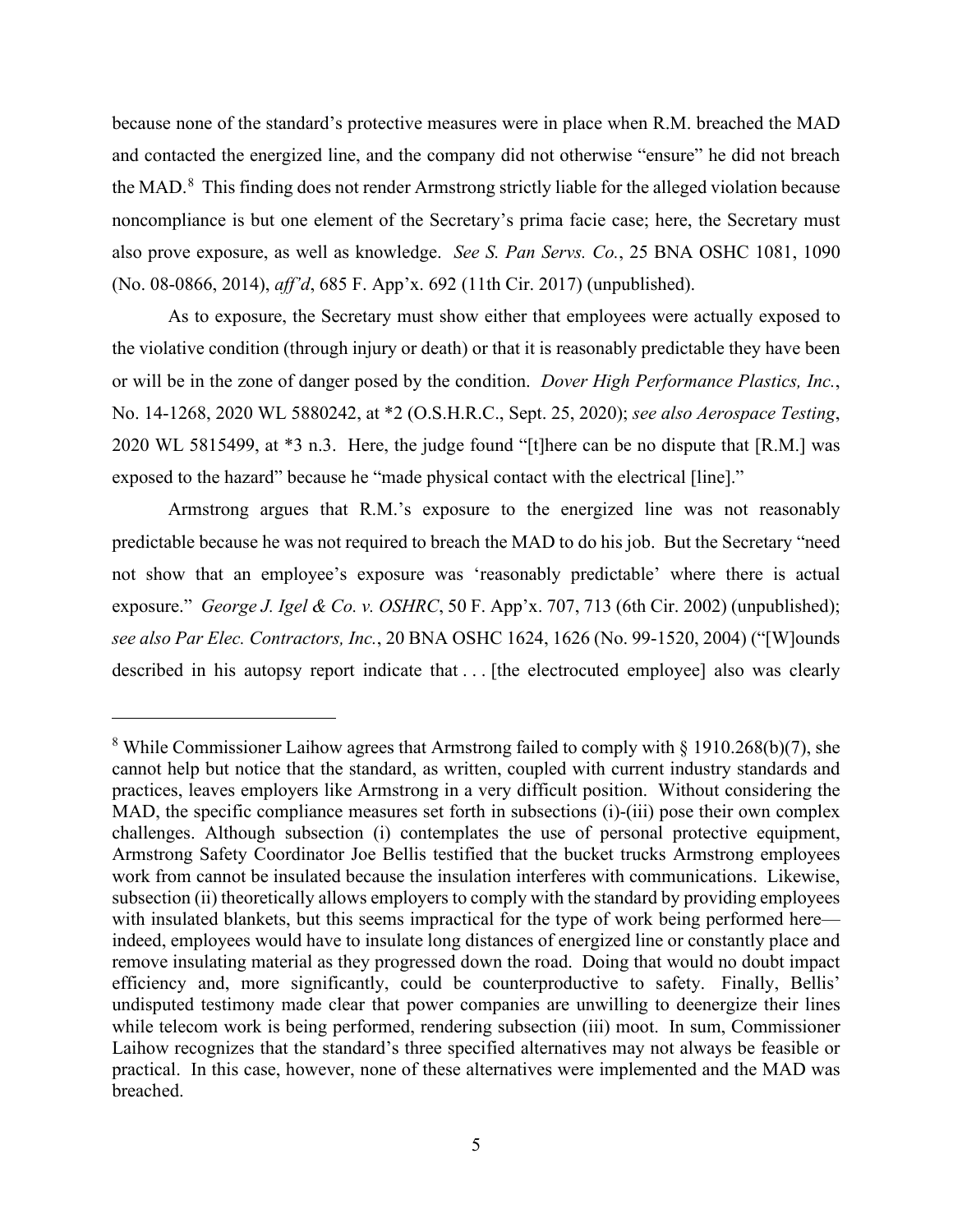because none of the standard's protective measures were in place when R.M. breached the MAD and contacted the energized line, and the company did not otherwise "ensure" he did not breach the MAD.[8] This finding does not render Armstrong strictly liable for the alleged violation because noncompliance is but one element of the Secretary's prima facie case; here, the Secretary must also prove exposure, as well as knowledge. *See S. Pan Servs. Co.*, 25 BNA OSHC 1081, 1090 (No. 08-0866, 2014), *aff'd*, 685 F. App'x. 692 (11th Cir. 2017) (unpublished).

As to exposure, the Secretary must show either that employees were actually exposed to the violative condition (through injury or death) or that it is reasonably predictable they have been or will be in the zone of danger posed by the condition. *Dover High Performance Plastics, Inc.*, No. 14-1268, 2020 WL 5880242, at *2 (O.S.H.R.C., Sept. 25, 2020); *see also Aerospace Testing*, 2020 WL 5815499, at *3 n.3. Here, the judge found "[t]here can be no dispute that [R.M.] was exposed to the hazard" because he "made physical contact with the electrical [line]."

Armstrong argues that R.M.'s exposure to the energized line was not reasonably predictable because he was not required to breach the MAD to do his job. But the Secretary "need not show that an employee's exposure was 'reasonably predictable' where there is actual exposure." *George J. Igel & Co. v. OSHRC*, 50 F. App'x. 707, 713 (6th Cir. 2002) (unpublished); *see also Par Elec. Contractors, Inc.*, 20 BNA OSHC 1624, 1626 (No. 99-1520, 2004) ("[W]ounds described in his autopsy report indicate that . . . [the electrocuted employee] also was clearly

---

[8] While Commissioner Laihow agrees that Armstrong failed to comply with § 1910.268(b)(7), she cannot help but notice that the standard, as written, coupled with current industry standards and practices, leaves employers like Armstrong in a very difficult position. Without considering the MAD, the specific compliance measures set forth in subsections (i)-(iii) pose their own complex challenges. Although subsection (i) contemplates the use of personal protective equipment, Armstrong Safety Coordinator Joe Bellis testified that the bucket trucks Armstrong employees work from cannot be insulated because the insulation interferes with communications. Likewise, subsection (ii) theoretically allows employers to comply with the standard by providing employees with insulated blankets, but this seems impractical for the type of work being performed here—indeed, employees would have to insulate long distances of energized line or constantly place and remove insulating material as they progressed down the road. Doing that would no doubt impact efficiency and, more significantly, could be counterproductive to safety. Finally, Bellis' undisputed testimony made clear that power companies are unwilling to deenergize their lines while telecom work is being performed, rendering subsection (iii) moot. In sum, Commissioner Laihow recognizes that the standard's three specified alternatives may not always be feasible or practical. In this case, however, none of these alternatives were implemented and the MAD was breached.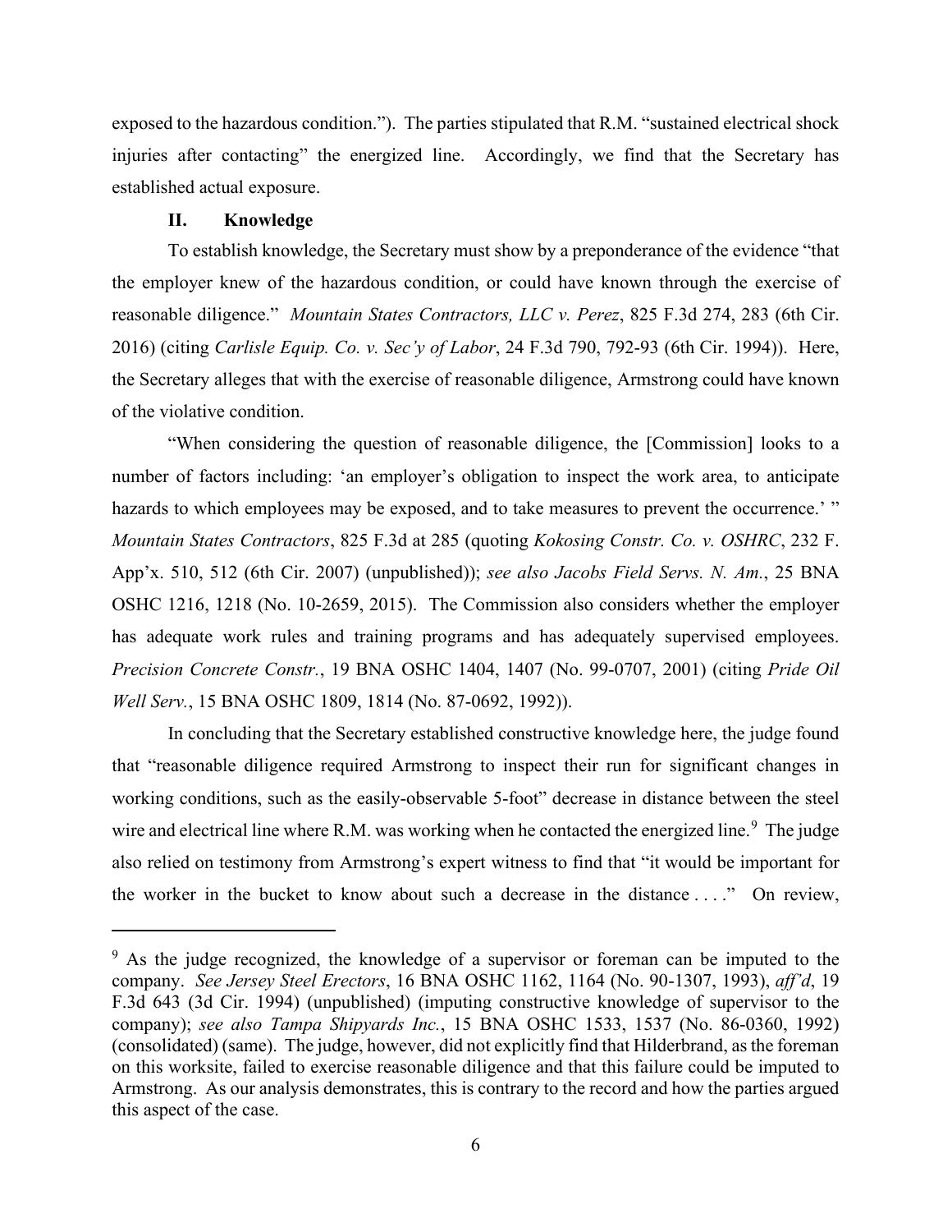exposed to the hazardous condition."). The parties stipulated that R.M. "sustained electrical shock injuries after contacting" the energized line. Accordingly, we find that the Secretary has established actual exposure.

## II. Knowledge

To establish knowledge, the Secretary must show by a preponderance of the evidence "that the employer knew of the hazardous condition, or could have known through the exercise of reasonable diligence." *Mountain States Contractors, LLC v. Perez*, 825 F.3d 274, 283 (6th Cir. 2016) (citing *Carlisle Equip. Co. v. Sec'y of Labor*, 24 F.3d 790, 792-93 (6th Cir. 1994)). Here, the Secretary alleges that with the exercise of reasonable diligence, Armstrong could have known of the violative condition.

"When considering the question of reasonable diligence, the [Commission] looks to a number of factors including: 'an employer's obligation to inspect the work area, to anticipate hazards to which employees may be exposed, and to take measures to prevent the occurrence.' " *Mountain States Contractors*, 825 F.3d at 285 (quoting *Kokosing Constr. Co. v. OSHRC*, 232 F. App'x. 510, 512 (6th Cir. 2007) (unpublished)); *see also Jacobs Field Servs. N. Am.*, 25 BNA OSHC 1216, 1218 (No. 10-2659, 2015). The Commission also considers whether the employer has adequate work rules and training programs and has adequately supervised employees. *Precision Concrete Constr.*, 19 BNA OSHC 1404, 1407 (No. 99-0707, 2001) (citing *Pride Oil Well Serv.*, 15 BNA OSHC 1809, 1814 (No. 87-0692, 1992)).

In concluding that the Secretary established constructive knowledge here, the judge found that "reasonable diligence required Armstrong to inspect their run for significant changes in working conditions, such as the easily-observable 5-foot" decrease in distance between the steel wire and electrical line where R.M. was working when he contacted the energized line.[9] The judge also relied on testimony from Armstrong's expert witness to find that "it would be important for the worker in the bucket to know about such a decrease in the distance . . . ." On review,

---

[9] As the judge recognized, the knowledge of a supervisor or foreman can be imputed to the company. *See Jersey Steel Erectors*, 16 BNA OSHC 1162, 1164 (No. 90-1307, 1993), *aff'd*, 19 F.3d 643 (3d Cir. 1994) (unpublished) (imputing constructive knowledge of supervisor to the company); *see also Tampa Shipyards Inc.*, 15 BNA OSHC 1533, 1537 (No. 86-0360, 1992) (consolidated) (same). The judge, however, did not explicitly find that Hilderbrand, as the foreman on this worksite, failed to exercise reasonable diligence and that this failure could be imputed to Armstrong. As our analysis demonstrates, this is contrary to the record and how the parties argued this aspect of the case.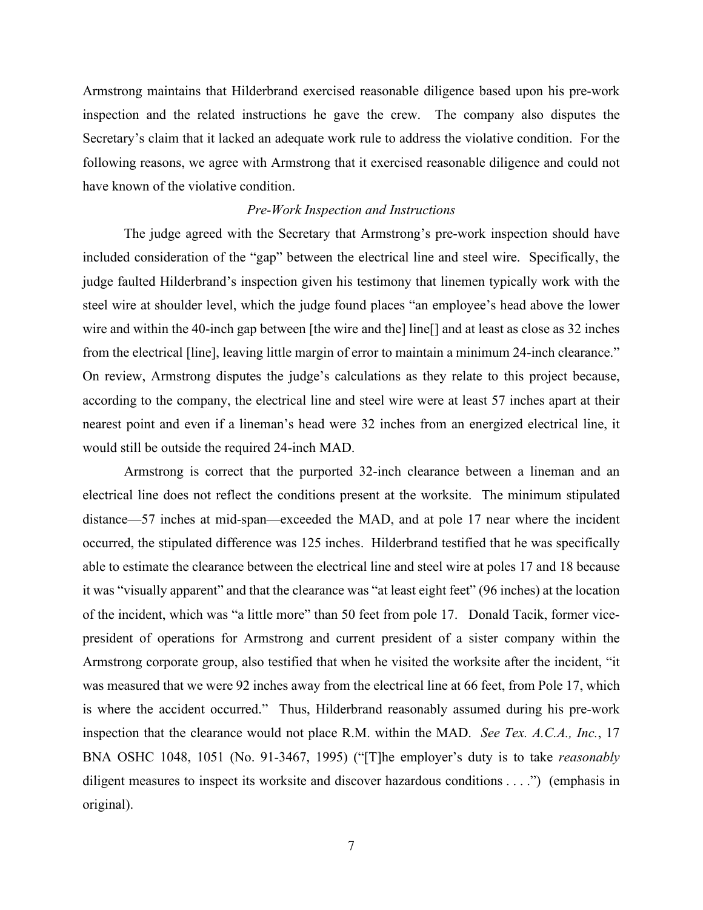Armstrong maintains that Hilderbrand exercised reasonable diligence based upon his pre-work inspection and the related instructions he gave the crew. The company also disputes the Secretary's claim that it lacked an adequate work rule to address the violative condition. For the following reasons, we agree with Armstrong that it exercised reasonable diligence and could not have known of the violative condition.

*Pre-Work Inspection and Instructions*

The judge agreed with the Secretary that Armstrong's pre-work inspection should have included consideration of the "gap" between the electrical line and steel wire. Specifically, the judge faulted Hilderbrand's inspection given his testimony that linemen typically work with the steel wire at shoulder level, which the judge found places "an employee's head above the lower wire and within the 40-inch gap between [the wire and the] line[] and at least as close as 32 inches from the electrical [line], leaving little margin of error to maintain a minimum 24-inch clearance." On review, Armstrong disputes the judge's calculations as they relate to this project because, according to the company, the electrical line and steel wire were at least 57 inches apart at their nearest point and even if a lineman's head were 32 inches from an energized electrical line, it would still be outside the required 24-inch MAD.

Armstrong is correct that the purported 32-inch clearance between a lineman and an electrical line does not reflect the conditions present at the worksite. The minimum stipulated distance—57 inches at mid-span—exceeded the MAD, and at pole 17 near where the incident occurred, the stipulated difference was 125 inches. Hilderbrand testified that he was specifically able to estimate the clearance between the electrical line and steel wire at poles 17 and 18 because it was "visually apparent" and that the clearance was "at least eight feet" (96 inches) at the location of the incident, which was "a little more" than 50 feet from pole 17. Donald Tacik, former vice-president of operations for Armstrong and current president of a sister company within the Armstrong corporate group, also testified that when he visited the worksite after the incident, "it was measured that we were 92 inches away from the electrical line at 66 feet, from Pole 17, which is where the accident occurred." Thus, Hilderbrand reasonably assumed during his pre-work inspection that the clearance would not place R.M. within the MAD. *See Tex. A.C.A., Inc.*, 17 BNA OSHC 1048, 1051 (No. 91-3467, 1995) ("[T]he employer's duty is to take *reasonably* diligent measures to inspect its worksite and discover hazardous conditions . . . .") (emphasis in original).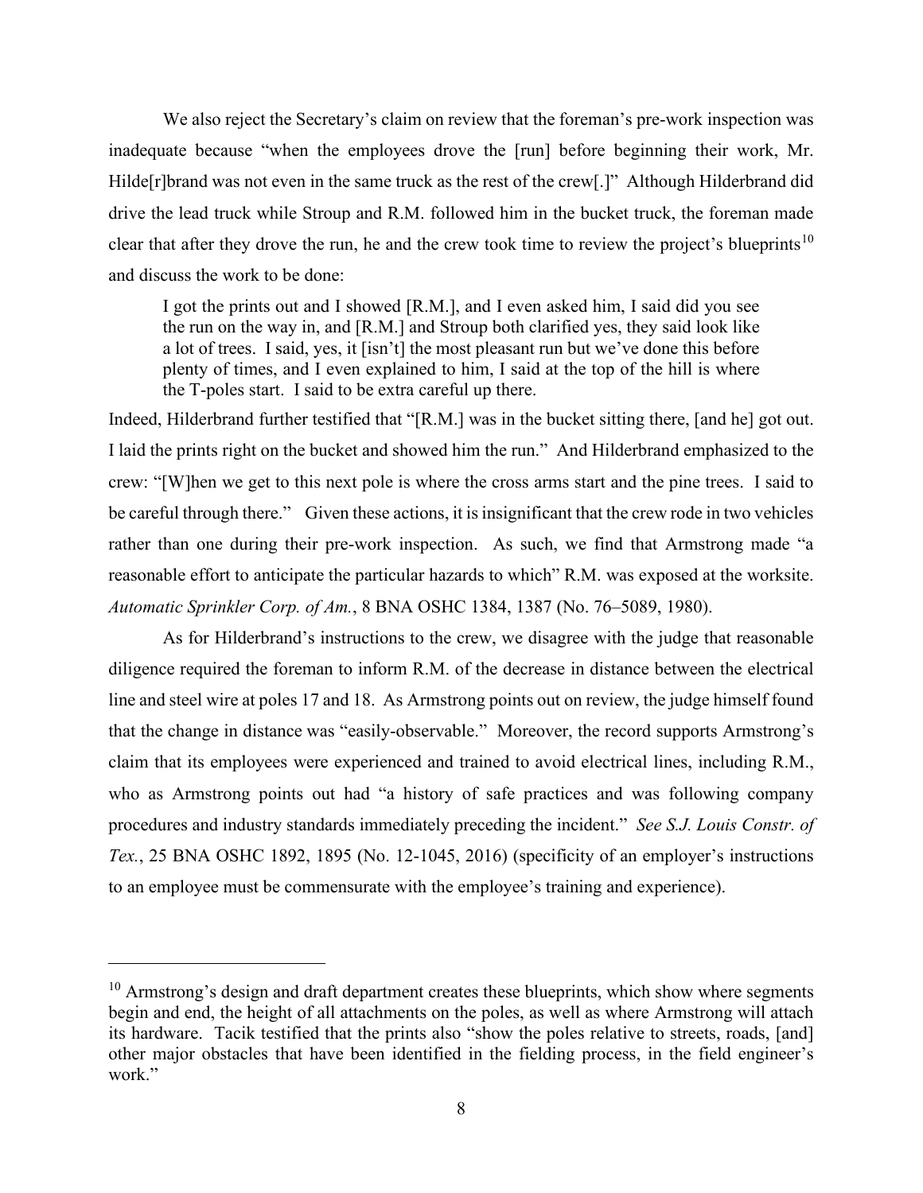We also reject the Secretary's claim on review that the foreman's pre-work inspection was inadequate because "when the employees drove the [run] before beginning their work, Mr. Hilde[r]brand was not even in the same truck as the rest of the crew[.]" Although Hilderbrand did drive the lead truck while Stroup and R.M. followed him in the bucket truck, the foreman made clear that after they drove the run, he and the crew took time to review the project's blueprints[10] and discuss the work to be done:

> I got the prints out and I showed [R.M.], and I even asked him, I said did you see the run on the way in, and [R.M.] and Stroup both clarified yes, they said look like a lot of trees. I said, yes, it [isn't] the most pleasant run but we've done this before plenty of times, and I even explained to him, I said at the top of the hill is where the T-poles start. I said to be extra careful up there.

Indeed, Hilderbrand further testified that "[R.M.] was in the bucket sitting there, [and he] got out. I laid the prints right on the bucket and showed him the run." And Hilderbrand emphasized to the crew: "[W]hen we get to this next pole is where the cross arms start and the pine trees. I said to be careful through there." Given these actions, it is insignificant that the crew rode in two vehicles rather than one during their pre-work inspection. As such, we find that Armstrong made "a reasonable effort to anticipate the particular hazards to which" R.M. was exposed at the worksite. *Automatic Sprinkler Corp. of Am.*, 8 BNA OSHC 1384, 1387 (No. 76–5089, 1980).

As for Hilderbrand's instructions to the crew, we disagree with the judge that reasonable diligence required the foreman to inform R.M. of the decrease in distance between the electrical line and steel wire at poles 17 and 18. As Armstrong points out on review, the judge himself found that the change in distance was "easily-observable." Moreover, the record supports Armstrong's claim that its employees were experienced and trained to avoid electrical lines, including R.M., who as Armstrong points out had "a history of safe practices and was following company procedures and industry standards immediately preceding the incident." *See S.J. Louis Constr. of Tex.*, 25 BNA OSHC 1892, 1895 (No. 12-1045, 2016) (specificity of an employer's instructions to an employee must be commensurate with the employee's training and experience).

---

[10] Armstrong's design and draft department creates these blueprints, which show where segments begin and end, the height of all attachments on the poles, as well as where Armstrong will attach its hardware. Tacik testified that the prints also "show the poles relative to streets, roads, [and] other major obstacles that have been identified in the fielding process, in the field engineer's work."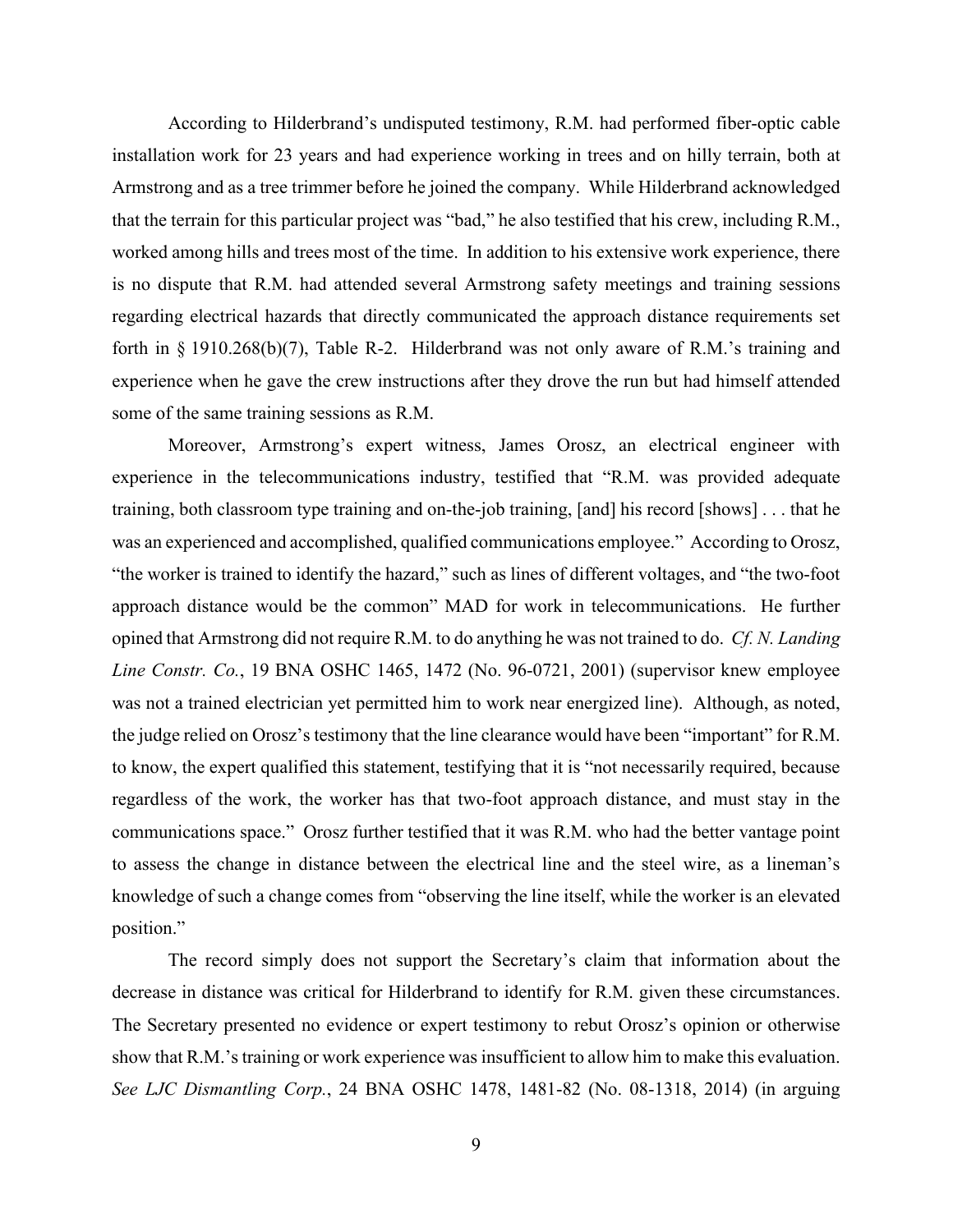According to Hilderbrand's undisputed testimony, R.M. had performed fiber-optic cable installation work for 23 years and had experience working in trees and on hilly terrain, both at Armstrong and as a tree trimmer before he joined the company. While Hilderbrand acknowledged that the terrain for this particular project was "bad," he also testified that his crew, including R.M., worked among hills and trees most of the time. In addition to his extensive work experience, there is no dispute that R.M. had attended several Armstrong safety meetings and training sessions regarding electrical hazards that directly communicated the approach distance requirements set forth in § 1910.268(b)(7), Table R-2. Hilderbrand was not only aware of R.M.'s training and experience when he gave the crew instructions after they drove the run but had himself attended some of the same training sessions as R.M.

Moreover, Armstrong's expert witness, James Orosz, an electrical engineer with experience in the telecommunications industry, testified that "R.M. was provided adequate training, both classroom type training and on-the-job training, [and] his record [shows] . . . that he was an experienced and accomplished, qualified communications employee." According to Orosz, "the worker is trained to identify the hazard," such as lines of different voltages, and "the two-foot approach distance would be the common" MAD for work in telecommunications. He further opined that Armstrong did not require R.M. to do anything he was not trained to do. *Cf. N. Landing Line Constr. Co.*, 19 BNA OSHC 1465, 1472 (No. 96-0721, 2001) (supervisor knew employee was not a trained electrician yet permitted him to work near energized line). Although, as noted, the judge relied on Orosz's testimony that the line clearance would have been "important" for R.M. to know, the expert qualified this statement, testifying that it is "not necessarily required, because regardless of the work, the worker has that two-foot approach distance, and must stay in the communications space." Orosz further testified that it was R.M. who had the better vantage point to assess the change in distance between the electrical line and the steel wire, as a lineman's knowledge of such a change comes from "observing the line itself, while the worker is an elevated position."

The record simply does not support the Secretary's claim that information about the decrease in distance was critical for Hilderbrand to identify for R.M. given these circumstances. The Secretary presented no evidence or expert testimony to rebut Orosz's opinion or otherwise show that R.M.'s training or work experience was insufficient to allow him to make this evaluation. *See LJC Dismantling Corp.*, 24 BNA OSHC 1478, 1481-82 (No. 08-1318, 2014) (in arguing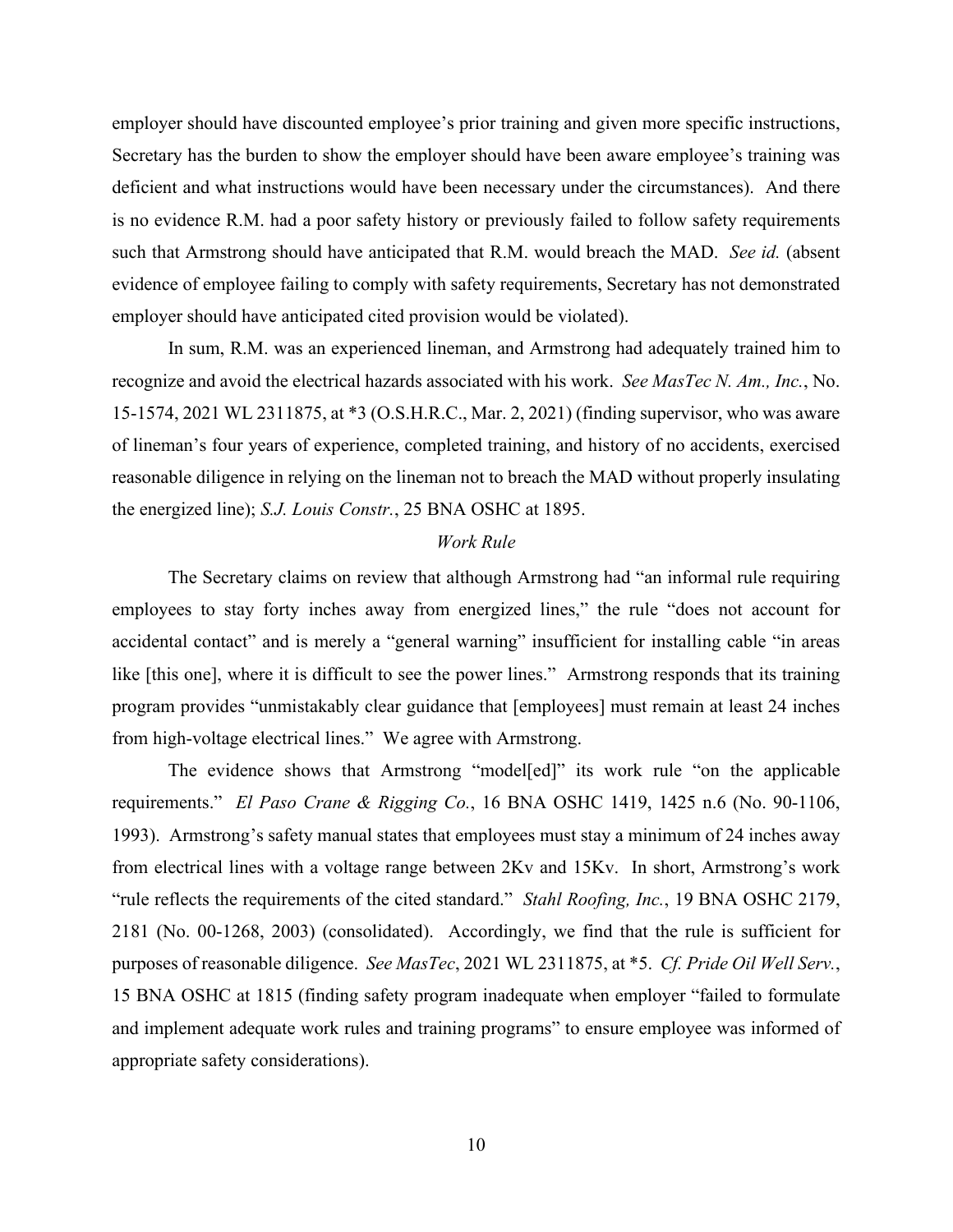employer should have discounted employee's prior training and given more specific instructions, Secretary has the burden to show the employer should have been aware employee's training was deficient and what instructions would have been necessary under the circumstances). And there is no evidence R.M. had a poor safety history or previously failed to follow safety requirements such that Armstrong should have anticipated that R.M. would breach the MAD. *See id.* (absent evidence of employee failing to comply with safety requirements, Secretary has not demonstrated employer should have anticipated cited provision would be violated).

In sum, R.M. was an experienced lineman, and Armstrong had adequately trained him to recognize and avoid the electrical hazards associated with his work. *See MasTec N. Am., Inc.*, No. 15-1574, 2021 WL 2311875, at *3 (O.S.H.R.C., Mar. 2, 2021) (finding supervisor, who was aware of lineman's four years of experience, completed training, and history of no accidents, exercised reasonable diligence in relying on the lineman not to breach the MAD without properly insulating the energized line); *S.J. Louis Constr.*, 25 BNA OSHC at 1895.

*Work Rule*

The Secretary claims on review that although Armstrong had "an informal rule requiring employees to stay forty inches away from energized lines," the rule "does not account for accidental contact" and is merely a "general warning" insufficient for installing cable "in areas like [this one], where it is difficult to see the power lines." Armstrong responds that its training program provides "unmistakably clear guidance that [employees] must remain at least 24 inches from high-voltage electrical lines." We agree with Armstrong.

The evidence shows that Armstrong "model[ed]" its work rule "on the applicable requirements." *El Paso Crane & Rigging Co.*, 16 BNA OSHC 1419, 1425 n.6 (No. 90-1106, 1993). Armstrong's safety manual states that employees must stay a minimum of 24 inches away from electrical lines with a voltage range between 2Kv and 15Kv. In short, Armstrong's work "rule reflects the requirements of the cited standard." *Stahl Roofing, Inc.*, 19 BNA OSHC 2179, 2181 (No. 00-1268, 2003) (consolidated). Accordingly, we find that the rule is sufficient for purposes of reasonable diligence. *See MasTec*, 2021 WL 2311875, at *5. *Cf. Pride Oil Well Serv.*, 15 BNA OSHC at 1815 (finding safety program inadequate when employer "failed to formulate and implement adequate work rules and training programs" to ensure employee was informed of appropriate safety considerations).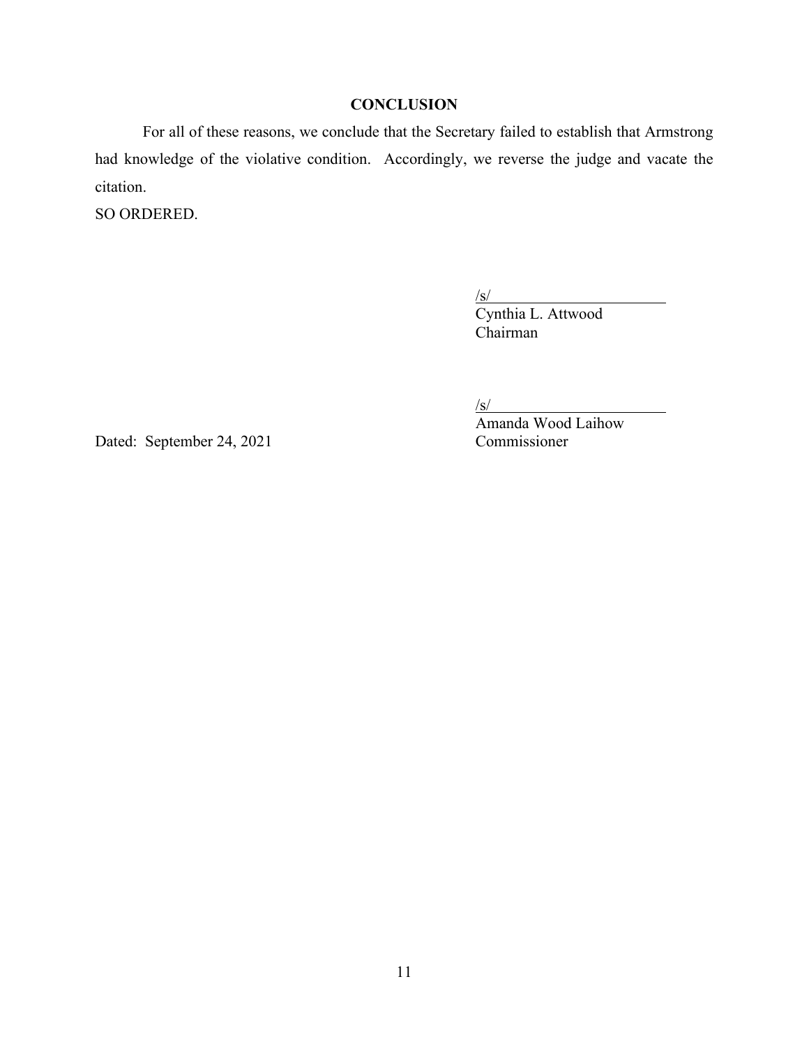## CONCLUSION

For all of these reasons, we conclude that the Secretary failed to establish that Armstrong had knowledge of the violative condition. Accordingly, we reverse the judge and vacate the citation.

SO ORDERED.

/s/
Cynthia L. Attwood
Chairman

/s/
Amanda Wood Laihow
Commissioner

Dated: September 24, 2021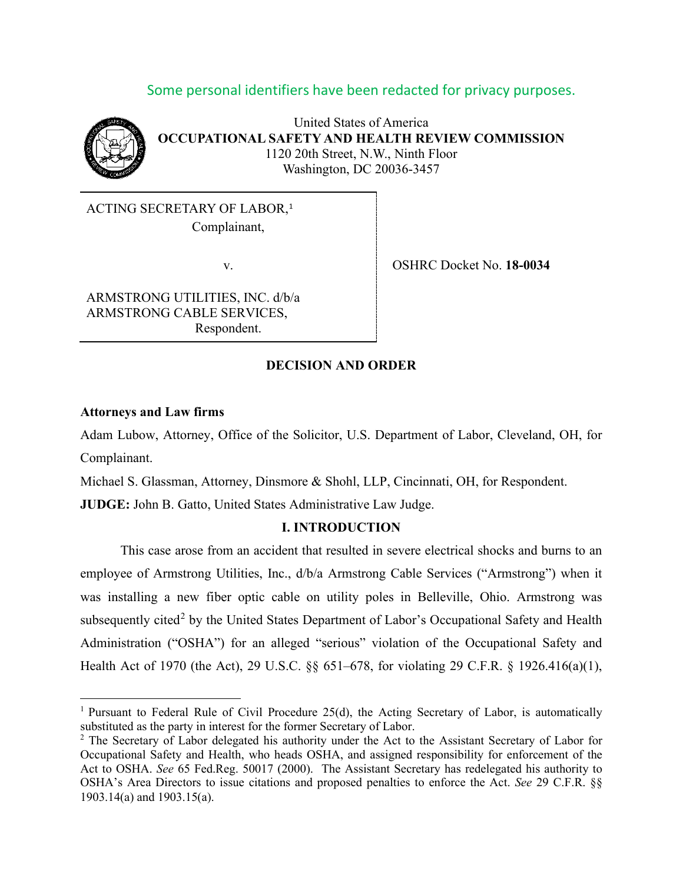Some personal identifiers have been redacted for privacy purposes.

United States of America
**OCCUPATIONAL SAFETY AND HEALTH REVIEW COMMISSION**
1120 20th Street, N.W., Ninth Floor
Washington, DC 20036-3457

ACTING SECRETARY OF LABOR,[1]
Complainant,

v.

ARMSTRONG UTILITIES, INC. d/b/a ARMSTRONG CABLE SERVICES,
Respondent.

OSHRC Docket No. **18-0034**

## DECISION AND ORDER

**Attorneys and Law firms**

Adam Lubow, Attorney, Office of the Solicitor, U.S. Department of Labor, Cleveland, OH, for Complainant.

Michael S. Glassman, Attorney, Dinsmore & Shohl, LLP, Cincinnati, OH, for Respondent.

**JUDGE:** John B. Gatto, United States Administrative Law Judge.

## I. INTRODUCTION

This case arose from an accident that resulted in severe electrical shocks and burns to an employee of Armstrong Utilities, Inc., d/b/a Armstrong Cable Services ("Armstrong") when it was installing a new fiber optic cable on utility poles in Belleville, Ohio. Armstrong was subsequently cited[2] by the United States Department of Labor's Occupational Safety and Health Administration ("OSHA") for an alleged "serious" violation of the Occupational Safety and Health Act of 1970 (the Act), 29 U.S.C. §§ 651–678, for violating 29 C.F.R. § 1926.416(a)(1),

---

[1] Pursuant to Federal Rule of Civil Procedure 25(d), the Acting Secretary of Labor, is automatically substituted as the party in interest for the former Secretary of Labor.

[2] The Secretary of Labor delegated his authority under the Act to the Assistant Secretary of Labor for Occupational Safety and Health, who heads OSHA, and assigned responsibility for enforcement of the Act to OSHA. *See* 65 Fed.Reg. 50017 (2000). The Assistant Secretary has redelegated his authority to OSHA's Area Directors to issue citations and proposed penalties to enforce the Act. *See* 29 C.F.R. §§ 1903.14(a) and 1903.15(a).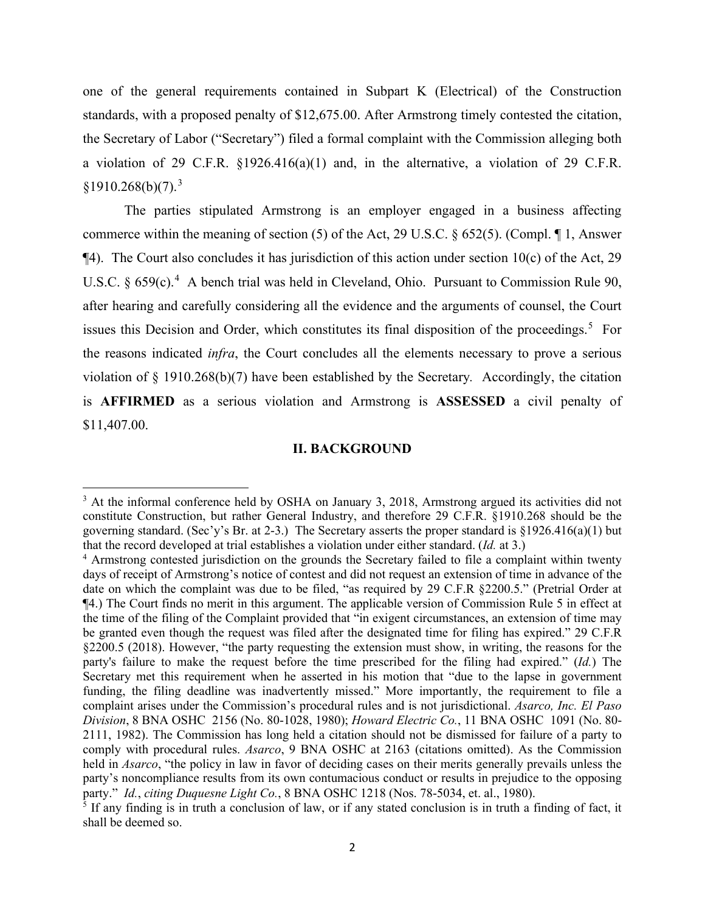one of the general requirements contained in Subpart K (Electrical) of the Construction standards, with a proposed penalty of $12,675.00. After Armstrong timely contested the citation, the Secretary of Labor ("Secretary") filed a formal complaint with the Commission alleging both a violation of 29 C.F.R. §1926.416(a)(1) and, in the alternative, a violation of 29 C.F.R. §1910.268(b)(7).[3]

The parties stipulated Armstrong is an employer engaged in a business affecting commerce within the meaning of section (5) of the Act, 29 U.S.C. § 652(5). (Compl. ¶ 1, Answer ¶4). The Court also concludes it has jurisdiction of this action under section 10(c) of the Act, 29 U.S.C. § 659(c).[4] A bench trial was held in Cleveland, Ohio. Pursuant to Commission Rule 90, after hearing and carefully considering all the evidence and the arguments of counsel, the Court issues this Decision and Order, which constitutes its final disposition of the proceedings.[5] For the reasons indicated *infra*, the Court concludes all the elements necessary to prove a serious violation of § 1910.268(b)(7) have been established by the Secretary. Accordingly, the citation is **AFFIRMED** as a serious violation and Armstrong is **ASSESSED** a civil penalty of $11,407.00.

## II. BACKGROUND

---

[3] At the informal conference held by OSHA on January 3, 2018, Armstrong argued its activities did not constitute Construction, but rather General Industry, and therefore 29 C.F.R. §1910.268 should be the governing standard. (Sec'y's Br. at 2-3.) The Secretary asserts the proper standard is §1926.416(a)(1) but that the record developed at trial establishes a violation under either standard. (*Id.* at 3.)

[4] Armstrong contested jurisdiction on the grounds the Secretary failed to file a complaint within twenty days of receipt of Armstrong's notice of contest and did not request an extension of time in advance of the date on which the complaint was due to be filed, "as required by 29 C.F.R §2200.5." (Pretrial Order at ¶4.) The Court finds no merit in this argument. The applicable version of Commission Rule 5 in effect at the time of the filing of the Complaint provided that "in exigent circumstances, an extension of time may be granted even though the request was filed after the designated time for filing has expired." 29 C.F.R §2200.5 (2018). However, "the party requesting the extension must show, in writing, the reasons for the party's failure to make the request before the time prescribed for the filing had expired." (*Id.*) The Secretary met this requirement when he asserted in his motion that "due to the lapse in government funding, the filing deadline was inadvertently missed." More importantly, the requirement to file a complaint arises under the Commission's procedural rules and is not jurisdictional. *Asarco, Inc. El Paso Division*, 8 BNA OSHC 2156 (No. 80-1028, 1980); *Howard Electric Co.*, 11 BNA OSHC 1091 (No. 80-2111, 1982). The Commission has long held a citation should not be dismissed for failure of a party to comply with procedural rules. *Asarco*, 9 BNA OSHC at 2163 (citations omitted). As the Commission held in *Asarco*, "the policy in law in favor of deciding cases on their merits generally prevails unless the party's noncompliance results from its own contumacious conduct or results in prejudice to the opposing party." *Id.*, *citing Duquesne Light Co.*, 8 BNA OSHC 1218 (Nos. 78-5034, et. al., 1980).

[5] If any finding is in truth a conclusion of law, or if any stated conclusion is in truth a finding of fact, it shall be deemed so.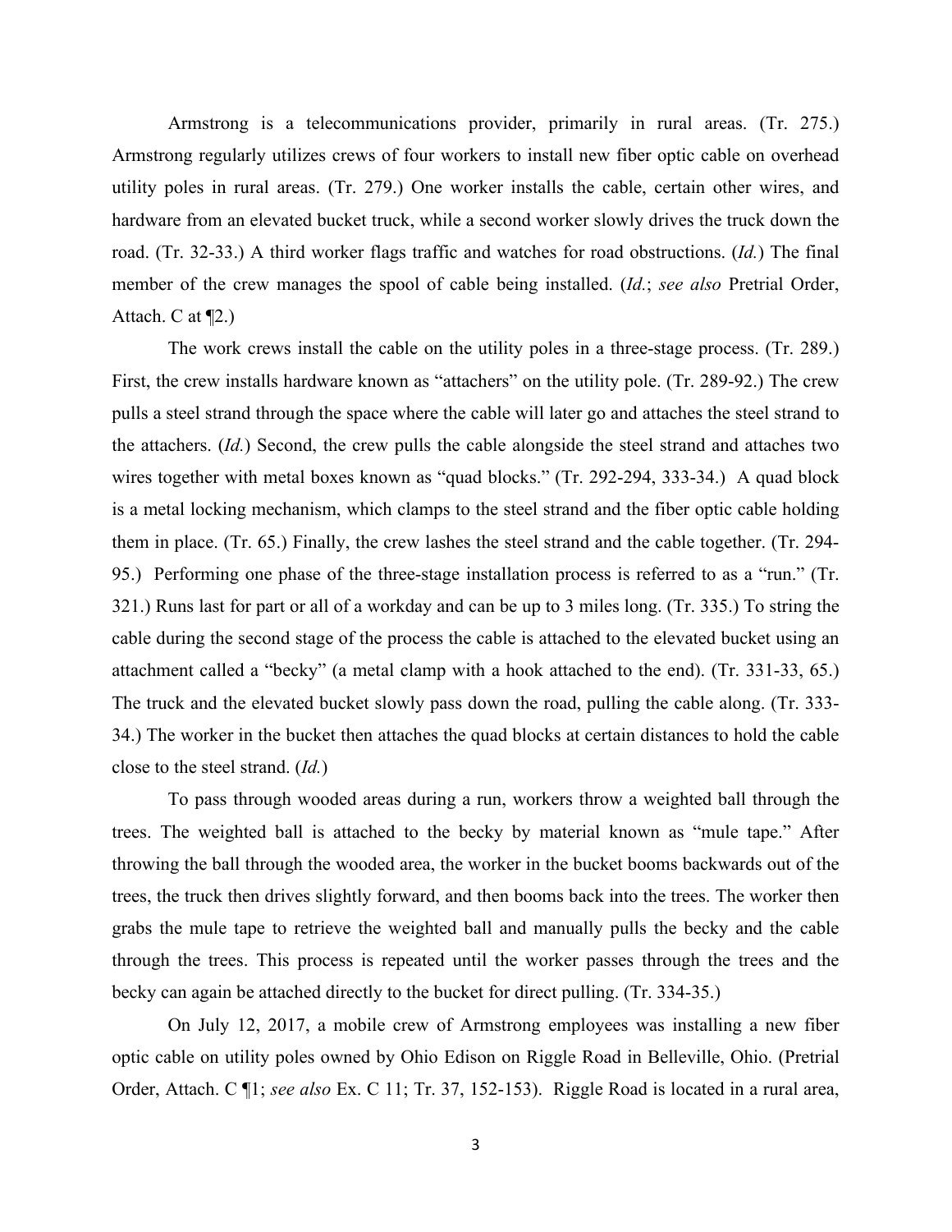Armstrong is a telecommunications provider, primarily in rural areas. (Tr. 275.) Armstrong regularly utilizes crews of four workers to install new fiber optic cable on overhead utility poles in rural areas. (Tr. 279.) One worker installs the cable, certain other wires, and hardware from an elevated bucket truck, while a second worker slowly drives the truck down the road. (Tr. 32-33.) A third worker flags traffic and watches for road obstructions. (*Id.*) The final member of the crew manages the spool of cable being installed. (*Id.*; *see also* Pretrial Order, Attach. C at ¶2.)

The work crews install the cable on the utility poles in a three-stage process. (Tr. 289.) First, the crew installs hardware known as "attachers" on the utility pole. (Tr. 289-92.) The crew pulls a steel strand through the space where the cable will later go and attaches the steel strand to the attachers. (*Id.*) Second, the crew pulls the cable alongside the steel strand and attaches two wires together with metal boxes known as "quad blocks." (Tr. 292-294, 333-34.) A quad block is a metal locking mechanism, which clamps to the steel strand and the fiber optic cable holding them in place. (Tr. 65.) Finally, the crew lashes the steel strand and the cable together. (Tr. 294-95.) Performing one phase of the three-stage installation process is referred to as a "run." (Tr. 321.) Runs last for part or all of a workday and can be up to 3 miles long. (Tr. 335.) To string the cable during the second stage of the process the cable is attached to the elevated bucket using an attachment called a "becky" (a metal clamp with a hook attached to the end). (Tr. 331-33, 65.) The truck and the elevated bucket slowly pass down the road, pulling the cable along. (Tr. 333-34.) The worker in the bucket then attaches the quad blocks at certain distances to hold the cable close to the steel strand. (*Id.*)

To pass through wooded areas during a run, workers throw a weighted ball through the trees. The weighted ball is attached to the becky by material known as "mule tape." After throwing the ball through the wooded area, the worker in the bucket booms backwards out of the trees, the truck then drives slightly forward, and then booms back into the trees. The worker then grabs the mule tape to retrieve the weighted ball and manually pulls the becky and the cable through the trees. This process is repeated until the worker passes through the trees and the becky can again be attached directly to the bucket for direct pulling. (Tr. 334-35.)

On July 12, 2017, a mobile crew of Armstrong employees was installing a new fiber optic cable on utility poles owned by Ohio Edison on Riggle Road in Belleville, Ohio. (Pretrial Order, Attach. C ¶1; *see also* Ex. C 11; Tr. 37, 152-153). Riggle Road is located in a rural area,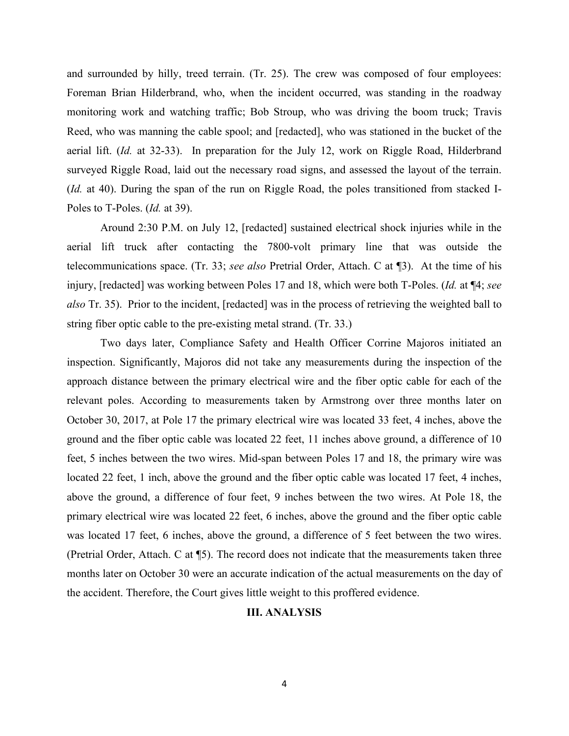and surrounded by hilly, treed terrain. (Tr. 25). The crew was composed of four employees: Foreman Brian Hilderbrand, who, when the incident occurred, was standing in the roadway monitoring work and watching traffic; Bob Stroup, who was driving the boom truck; Travis Reed, who was manning the cable spool; and [redacted], who was stationed in the bucket of the aerial lift. (*Id.* at 32-33). In preparation for the July 12, work on Riggle Road, Hilderbrand surveyed Riggle Road, laid out the necessary road signs, and assessed the layout of the terrain. (*Id.* at 40). During the span of the run on Riggle Road, the poles transitioned from stacked I-Poles to T-Poles. (*Id.* at 39).

Around 2:30 P.M. on July 12, [redacted] sustained electrical shock injuries while in the aerial lift truck after contacting the 7800-volt primary line that was outside the telecommunications space. (Tr. 33; *see also* Pretrial Order, Attach. C at ¶3). At the time of his injury, [redacted] was working between Poles 17 and 18, which were both T-Poles. (*Id.* at ¶4; *see also* Tr. 35). Prior to the incident, [redacted] was in the process of retrieving the weighted ball to string fiber optic cable to the pre-existing metal strand. (Tr. 33.)

Two days later, Compliance Safety and Health Officer Corrine Majoros initiated an inspection. Significantly, Majoros did not take any measurements during the inspection of the approach distance between the primary electrical wire and the fiber optic cable for each of the relevant poles. According to measurements taken by Armstrong over three months later on October 30, 2017, at Pole 17 the primary electrical wire was located 33 feet, 4 inches, above the ground and the fiber optic cable was located 22 feet, 11 inches above ground, a difference of 10 feet, 5 inches between the two wires. Mid-span between Poles 17 and 18, the primary wire was located 22 feet, 1 inch, above the ground and the fiber optic cable was located 17 feet, 4 inches, above the ground, a difference of four feet, 9 inches between the two wires. At Pole 18, the primary electrical wire was located 22 feet, 6 inches, above the ground and the fiber optic cable was located 17 feet, 6 inches, above the ground, a difference of 5 feet between the two wires. (Pretrial Order, Attach. C at ¶5). The record does not indicate that the measurements taken three months later on October 30 were an accurate indication of the actual measurements on the day of the accident. Therefore, the Court gives little weight to this proffered evidence.

## III. ANALYSIS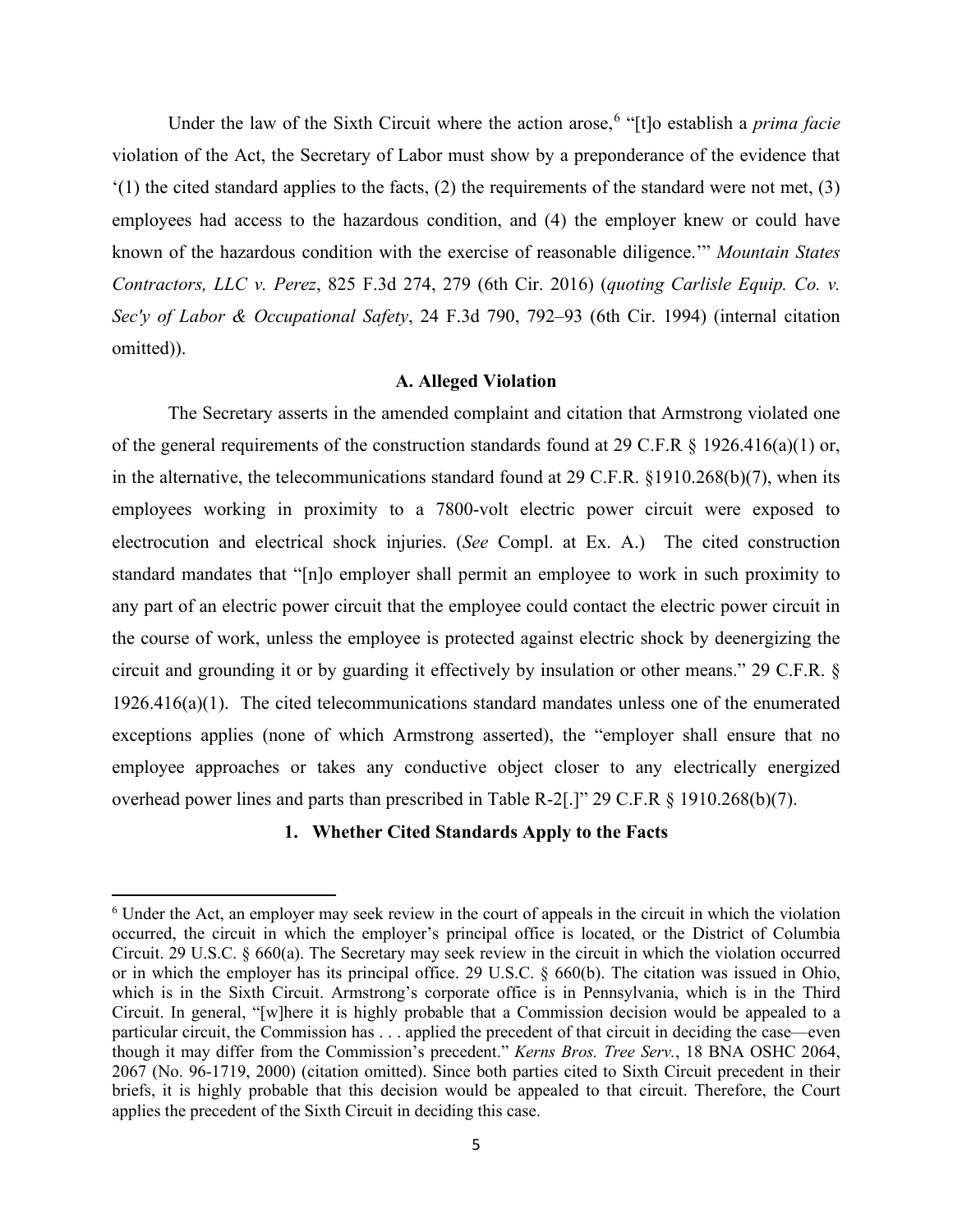Under the law of the Sixth Circuit where the action arose,[6] "[t]o establish a *prima facie* violation of the Act, the Secretary of Labor must show by a preponderance of the evidence that '(1) the cited standard applies to the facts, (2) the requirements of the standard were not met, (3) employees had access to the hazardous condition, and (4) the employer knew or could have known of the hazardous condition with the exercise of reasonable diligence.'" *Mountain States Contractors, LLC v. Perez*, 825 F.3d 274, 279 (6th Cir. 2016) (*quoting Carlisle Equip. Co. v. Sec'y of Labor & Occupational Safety*, 24 F.3d 790, 792–93 (6th Cir. 1994) (internal citation omitted)).

**A. Alleged Violation**

The Secretary asserts in the amended complaint and citation that Armstrong violated one of the general requirements of the construction standards found at 29 C.F.R § 1926.416(a)(1) or, in the alternative, the telecommunications standard found at 29 C.F.R. §1910.268(b)(7), when its employees working in proximity to a 7800-volt electric power circuit were exposed to electrocution and electrical shock injuries. (*See* Compl. at Ex. A.) The cited construction standard mandates that "[n]o employer shall permit an employee to work in such proximity to any part of an electric power circuit that the employee could contact the electric power circuit in the course of work, unless the employee is protected against electric shock by deenergizing the circuit and grounding it or by guarding it effectively by insulation or other means." 29 C.F.R. § 1926.416(a)(1). The cited telecommunications standard mandates unless one of the enumerated exceptions applies (none of which Armstrong asserted), the "employer shall ensure that no employee approaches or takes any conductive object closer to any electrically energized overhead power lines and parts than prescribed in Table R-2[.]" 29 C.F.R § 1910.268(b)(7).

**1. Whether Cited Standards Apply to the Facts**

[6] Under the Act, an employer may seek review in the court of appeals in the circuit in which the violation occurred, the circuit in which the employer's principal office is located, or the District of Columbia Circuit. 29 U.S.C. § 660(a). The Secretary may seek review in the circuit in which the violation occurred or in which the employer has its principal office. 29 U.S.C. § 660(b). The citation was issued in Ohio, which is in the Sixth Circuit. Armstrong's corporate office is in Pennsylvania, which is in the Third Circuit. In general, "[w]here it is highly probable that a Commission decision would be appealed to a particular circuit, the Commission has . . . applied the precedent of that circuit in deciding the case—even though it may differ from the Commission's precedent." *Kerns Bros. Tree Serv.*, 18 BNA OSHC 2064, 2067 (No. 96-1719, 2000) (citation omitted). Since both parties cited to Sixth Circuit precedent in their briefs, it is highly probable that this decision would be appealed to that circuit. Therefore, the Court applies the precedent of the Sixth Circuit in deciding this case.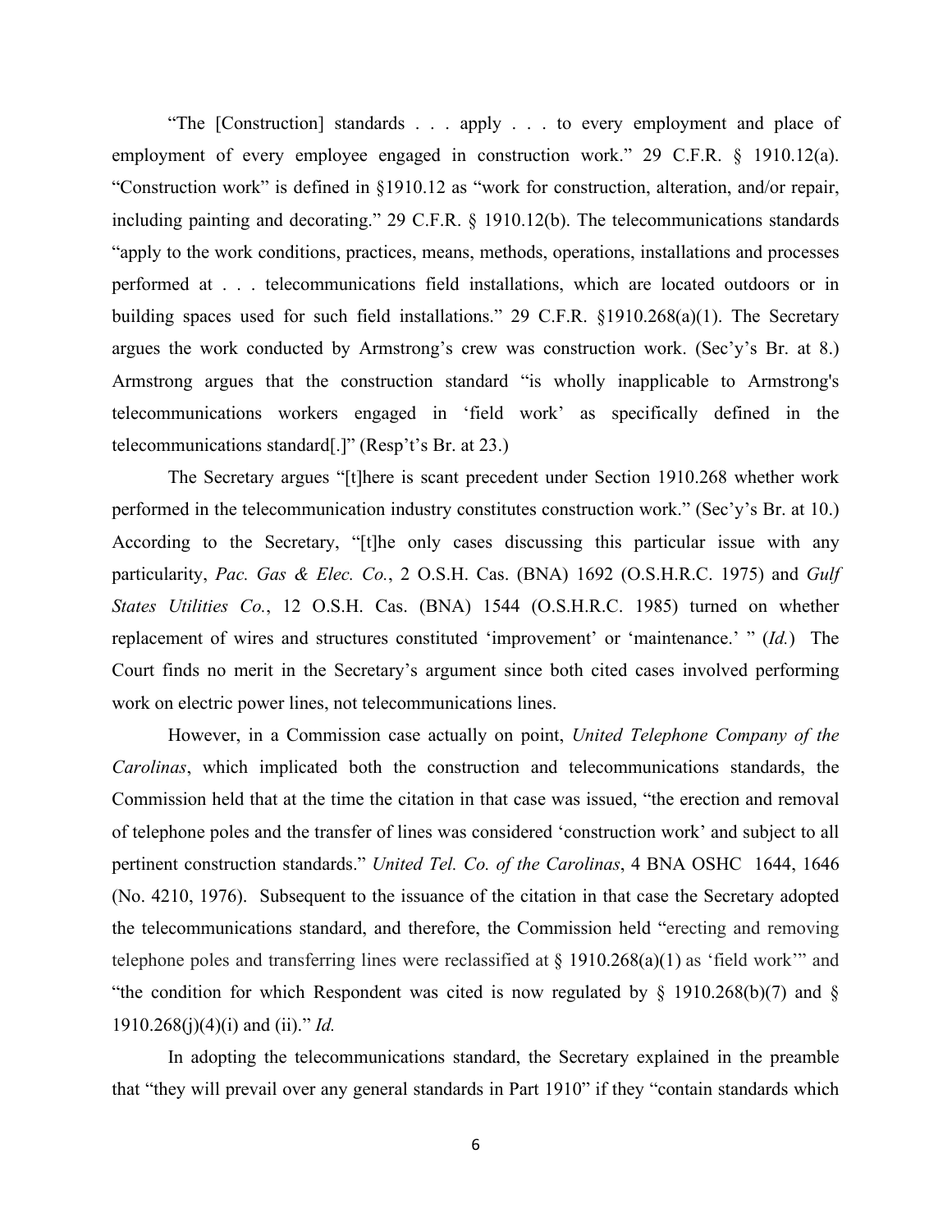"The [Construction] standards . . . apply . . . to every employment and place of employment of every employee engaged in construction work." 29 C.F.R. § 1910.12(a). "Construction work" is defined in §1910.12 as "work for construction, alteration, and/or repair, including painting and decorating." 29 C.F.R. § 1910.12(b). The telecommunications standards "apply to the work conditions, practices, means, methods, operations, installations and processes performed at . . . telecommunications field installations, which are located outdoors or in building spaces used for such field installations." 29 C.F.R. §1910.268(a)(1). The Secretary argues the work conducted by Armstrong's crew was construction work. (Sec'y's Br. at 8.) Armstrong argues that the construction standard "is wholly inapplicable to Armstrong's telecommunications workers engaged in 'field work' as specifically defined in the telecommunications standard[.]" (Resp't's Br. at 23.)

The Secretary argues "[t]here is scant precedent under Section 1910.268 whether work performed in the telecommunication industry constitutes construction work." (Sec'y's Br. at 10.) According to the Secretary, "[t]he only cases discussing this particular issue with any particularity, *Pac. Gas & Elec. Co.*, 2 O.S.H. Cas. (BNA) 1692 (O.S.H.R.C. 1975) and *Gulf States Utilities Co.*, 12 O.S.H. Cas. (BNA) 1544 (O.S.H.R.C. 1985) turned on whether replacement of wires and structures constituted 'improvement' or 'maintenance.' " (*Id.*) The Court finds no merit in the Secretary's argument since both cited cases involved performing work on electric power lines, not telecommunications lines.

However, in a Commission case actually on point, *United Telephone Company of the Carolinas*, which implicated both the construction and telecommunications standards, the Commission held that at the time the citation in that case was issued, "the erection and removal of telephone poles and the transfer of lines was considered 'construction work' and subject to all pertinent construction standards." *United Tel. Co. of the Carolinas*, 4 BNA OSHC 1644, 1646 (No. 4210, 1976). Subsequent to the issuance of the citation in that case the Secretary adopted the telecommunications standard, and therefore, the Commission held "erecting and removing telephone poles and transferring lines were reclassified at § 1910.268(a)(1) as 'field work'" and "the condition for which Respondent was cited is now regulated by § 1910.268(b)(7) and § 1910.268(j)(4)(i) and (ii)." *Id.*

In adopting the telecommunications standard, the Secretary explained in the preamble that "they will prevail over any general standards in Part 1910" if they "contain standards which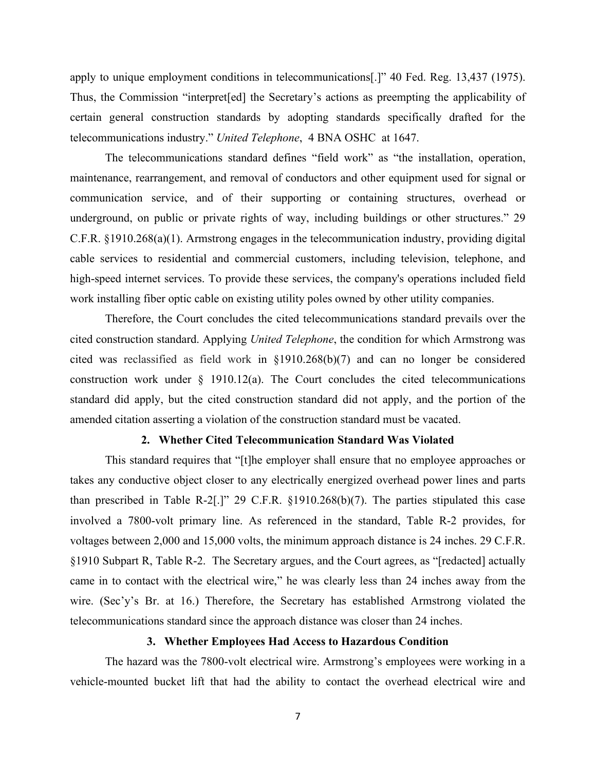apply to unique employment conditions in telecommunications[.]" 40 Fed. Reg. 13,437 (1975). Thus, the Commission "interpret[ed] the Secretary's actions as preempting the applicability of certain general construction standards by adopting standards specifically drafted for the telecommunications industry." *United Telephone*, 4 BNA OSHC at 1647.

The telecommunications standard defines "field work" as "the installation, operation, maintenance, rearrangement, and removal of conductors and other equipment used for signal or communication service, and of their supporting or containing structures, overhead or underground, on public or private rights of way, including buildings or other structures." 29 C.F.R. §1910.268(a)(1). Armstrong engages in the telecommunication industry, providing digital cable services to residential and commercial customers, including television, telephone, and high-speed internet services. To provide these services, the company's operations included field work installing fiber optic cable on existing utility poles owned by other utility companies.

Therefore, the Court concludes the cited telecommunications standard prevails over the cited construction standard. Applying *United Telephone*, the condition for which Armstrong was cited was reclassified as field work in §1910.268(b)(7) and can no longer be considered construction work under § 1910.12(a). The Court concludes the cited telecommunications standard did apply, but the cited construction standard did not apply, and the portion of the amended citation asserting a violation of the construction standard must be vacated.

### 2. Whether Cited Telecommunication Standard Was Violated

This standard requires that "[t]he employer shall ensure that no employee approaches or takes any conductive object closer to any electrically energized overhead power lines and parts than prescribed in Table R-2[.]" 29 C.F.R. §1910.268(b)(7). The parties stipulated this case involved a 7800-volt primary line. As referenced in the standard, Table R-2 provides, for voltages between 2,000 and 15,000 volts, the minimum approach distance is 24 inches. 29 C.F.R. §1910 Subpart R, Table R-2. The Secretary argues, and the Court agrees, as "[redacted] actually came in to contact with the electrical wire," he was clearly less than 24 inches away from the wire. (Sec'y's Br. at 16.) Therefore, the Secretary has established Armstrong violated the telecommunications standard since the approach distance was closer than 24 inches.

### 3. Whether Employees Had Access to Hazardous Condition

The hazard was the 7800-volt electrical wire. Armstrong's employees were working in a vehicle-mounted bucket lift that had the ability to contact the overhead electrical wire and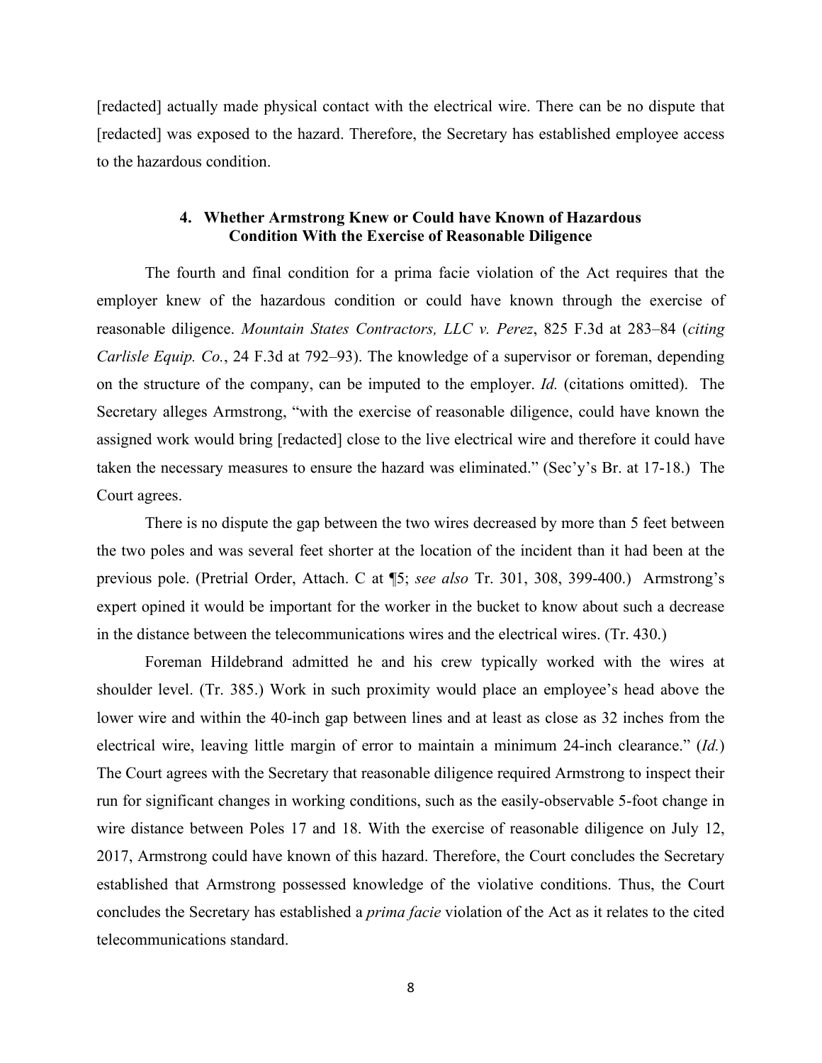[redacted] actually made physical contact with the electrical wire. There can be no dispute that [redacted] was exposed to the hazard. Therefore, the Secretary has established employee access to the hazardous condition.

### 4. Whether Armstrong Knew or Could have Known of Hazardous Condition With the Exercise of Reasonable Diligence

The fourth and final condition for a prima facie violation of the Act requires that the employer knew of the hazardous condition or could have known through the exercise of reasonable diligence. *Mountain States Contractors, LLC v. Perez*, 825 F.3d at 283–84 (*citing Carlisle Equip. Co.*, 24 F.3d at 792–93). The knowledge of a supervisor or foreman, depending on the structure of the company, can be imputed to the employer. *Id.* (citations omitted). The Secretary alleges Armstrong, "with the exercise of reasonable diligence, could have known the assigned work would bring [redacted] close to the live electrical wire and therefore it could have taken the necessary measures to ensure the hazard was eliminated." (Sec'y's Br. at 17-18.) The Court agrees.

There is no dispute the gap between the two wires decreased by more than 5 feet between the two poles and was several feet shorter at the location of the incident than it had been at the previous pole. (Pretrial Order, Attach. C at ¶5; *see also* Tr. 301, 308, 399-400.) Armstrong's expert opined it would be important for the worker in the bucket to know about such a decrease in the distance between the telecommunications wires and the electrical wires. (Tr. 430.)

Foreman Hildebrand admitted he and his crew typically worked with the wires at shoulder level. (Tr. 385.) Work in such proximity would place an employee's head above the lower wire and within the 40-inch gap between lines and at least as close as 32 inches from the electrical wire, leaving little margin of error to maintain a minimum 24-inch clearance." (*Id.*) The Court agrees with the Secretary that reasonable diligence required Armstrong to inspect their run for significant changes in working conditions, such as the easily-observable 5-foot change in wire distance between Poles 17 and 18. With the exercise of reasonable diligence on July 12, 2017, Armstrong could have known of this hazard. Therefore, the Court concludes the Secretary established that Armstrong possessed knowledge of the violative conditions. Thus, the Court concludes the Secretary has established a *prima facie* violation of the Act as it relates to the cited telecommunications standard.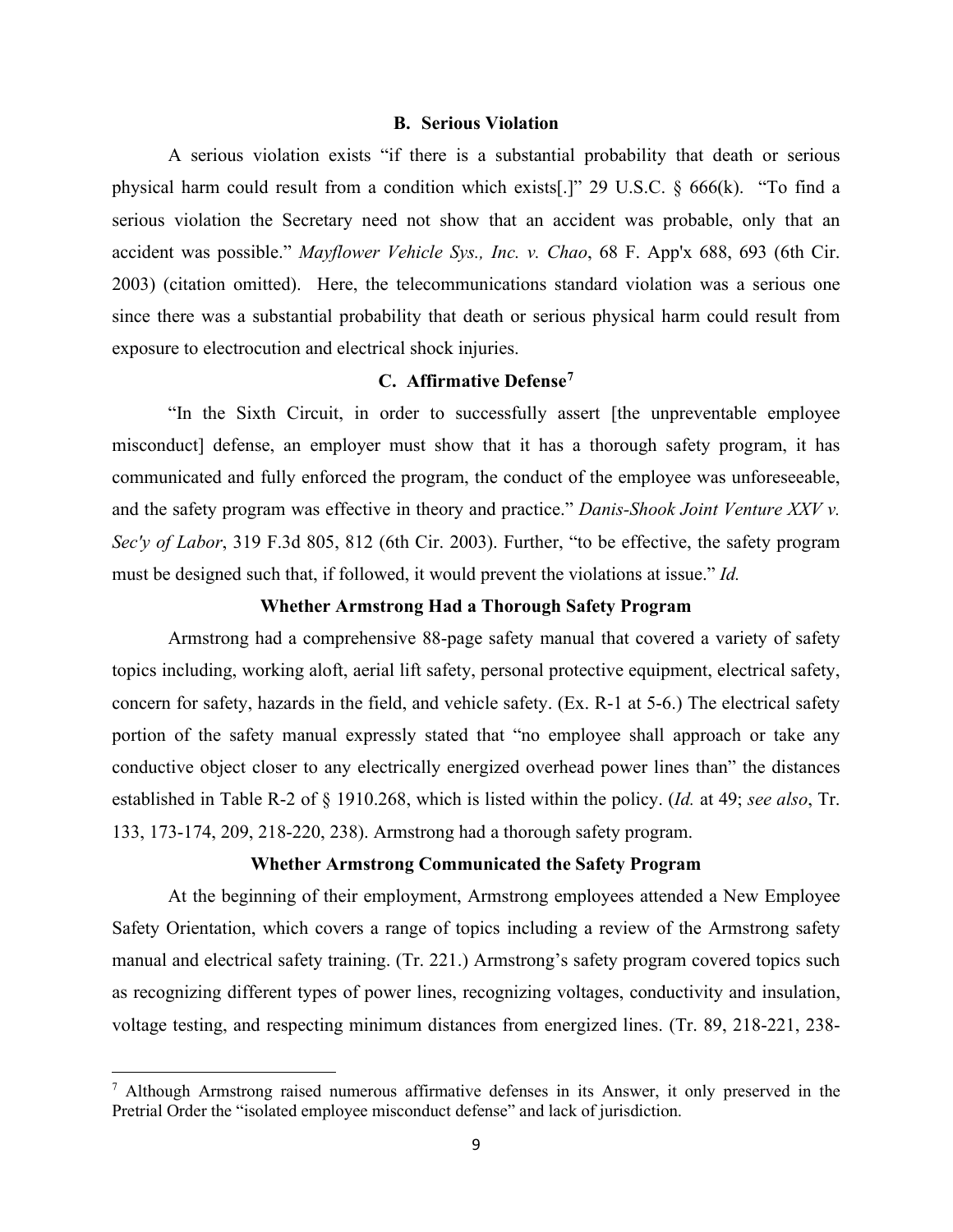### B. Serious Violation

A serious violation exists "if there is a substantial probability that death or serious physical harm could result from a condition which exists[.]" 29 U.S.C. § 666(k). "To find a serious violation the Secretary need not show that an accident was probable, only that an accident was possible." *Mayflower Vehicle Sys., Inc. v. Chao*, 68 F. App'x 688, 693 (6th Cir. 2003) (citation omitted). Here, the telecommunications standard violation was a serious one since there was a substantial probability that death or serious physical harm could result from exposure to electrocution and electrical shock injuries.

### C. Affirmative Defense[7]

"In the Sixth Circuit, in order to successfully assert [the unpreventable employee misconduct] defense, an employer must show that it has a thorough safety program, it has communicated and fully enforced the program, the conduct of the employee was unforeseeable, and the safety program was effective in theory and practice." *Danis-Shook Joint Venture XXV v. Sec'y of Labor*, 319 F.3d 805, 812 (6th Cir. 2003). Further, "to be effective, the safety program must be designed such that, if followed, it would prevent the violations at issue." *Id.*

**Whether Armstrong Had a Thorough Safety Program**

Armstrong had a comprehensive 88-page safety manual that covered a variety of safety topics including, working aloft, aerial lift safety, personal protective equipment, electrical safety, concern for safety, hazards in the field, and vehicle safety. (Ex. R-1 at 5-6.) The electrical safety portion of the safety manual expressly stated that "no employee shall approach or take any conductive object closer to any electrically energized overhead power lines than" the distances established in Table R-2 of § 1910.268, which is listed within the policy. (*Id.* at 49; *see also*, Tr. 133, 173-174, 209, 218-220, 238). Armstrong had a thorough safety program.

**Whether Armstrong Communicated the Safety Program**

At the beginning of their employment, Armstrong employees attended a New Employee Safety Orientation, which covers a range of topics including a review of the Armstrong safety manual and electrical safety training. (Tr. 221.) Armstrong's safety program covered topics such as recognizing different types of power lines, recognizing voltages, conductivity and insulation, voltage testing, and respecting minimum distances from energized lines. (Tr. 89, 218-221, 238-

---

[7] Although Armstrong raised numerous affirmative defenses in its Answer, it only preserved in the Pretrial Order the "isolated employee misconduct defense" and lack of jurisdiction.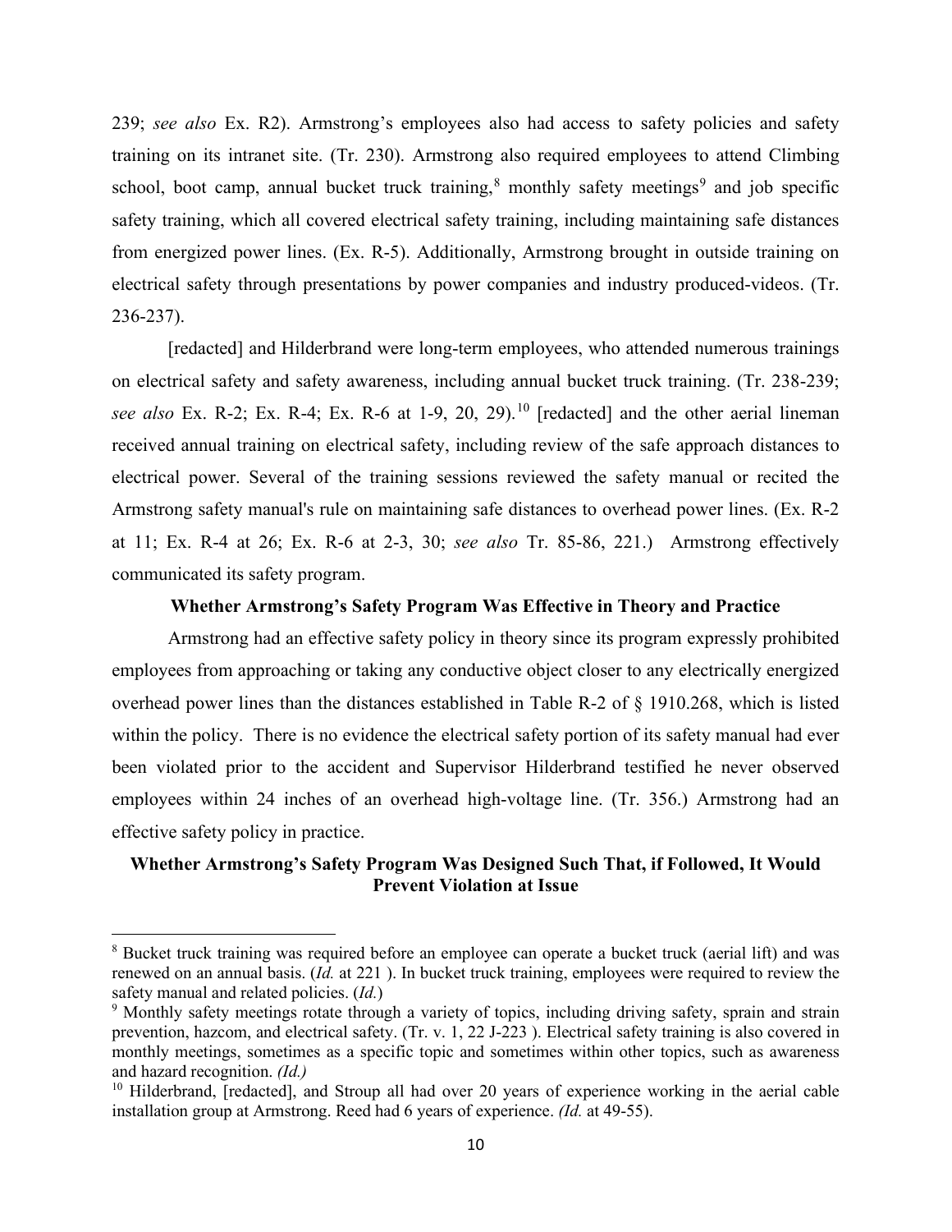239; *see also* Ex. R2). Armstrong's employees also had access to safety policies and safety training on its intranet site. (Tr. 230). Armstrong also required employees to attend Climbing school, boot camp, annual bucket truck training,[8] monthly safety meetings[9] and job specific safety training, which all covered electrical safety training, including maintaining safe distances from energized power lines. (Ex. R-5). Additionally, Armstrong brought in outside training on electrical safety through presentations by power companies and industry produced-videos. (Tr. 236-237).

[redacted] and Hilderbrand were long-term employees, who attended numerous trainings on electrical safety and safety awareness, including annual bucket truck training. (Tr. 238-239; *see also* Ex. R-2; Ex. R-4; Ex. R-6 at 1-9, 20, 29).[10] [redacted] and the other aerial lineman received annual training on electrical safety, including review of the safe approach distances to electrical power. Several of the training sessions reviewed the safety manual or recited the Armstrong safety manual's rule on maintaining safe distances to overhead power lines. (Ex. R-2 at 11; Ex. R-4 at 26; Ex. R-6 at 2-3, 30; *see also* Tr. 85-86, 221.) Armstrong effectively communicated its safety program.

**Whether Armstrong's Safety Program Was Effective in Theory and Practice**

Armstrong had an effective safety policy in theory since its program expressly prohibited employees from approaching or taking any conductive object closer to any electrically energized overhead power lines than the distances established in Table R-2 of § 1910.268, which is listed within the policy. There is no evidence the electrical safety portion of its safety manual had ever been violated prior to the accident and Supervisor Hilderbrand testified he never observed employees within 24 inches of an overhead high-voltage line. (Tr. 356.) Armstrong had an effective safety policy in practice.

**Whether Armstrong's Safety Program Was Designed Such That, if Followed, It Would Prevent Violation at Issue**

---

[8] Bucket truck training was required before an employee can operate a bucket truck (aerial lift) and was renewed on an annual basis. (*Id.* at 221 ). In bucket truck training, employees were required to review the safety manual and related policies. (*Id.*)

[9] Monthly safety meetings rotate through a variety of topics, including driving safety, sprain and strain prevention, hazcom, and electrical safety. (Tr. v. 1, 22 J-223 ). Electrical safety training is also covered in monthly meetings, sometimes as a specific topic and sometimes within other topics, such as awareness and hazard recognition. *(Id.)*

[10] Hilderbrand, [redacted], and Stroup all had over 20 years of experience working in the aerial cable installation group at Armstrong. Reed had 6 years of experience. *(Id.* at 49-55).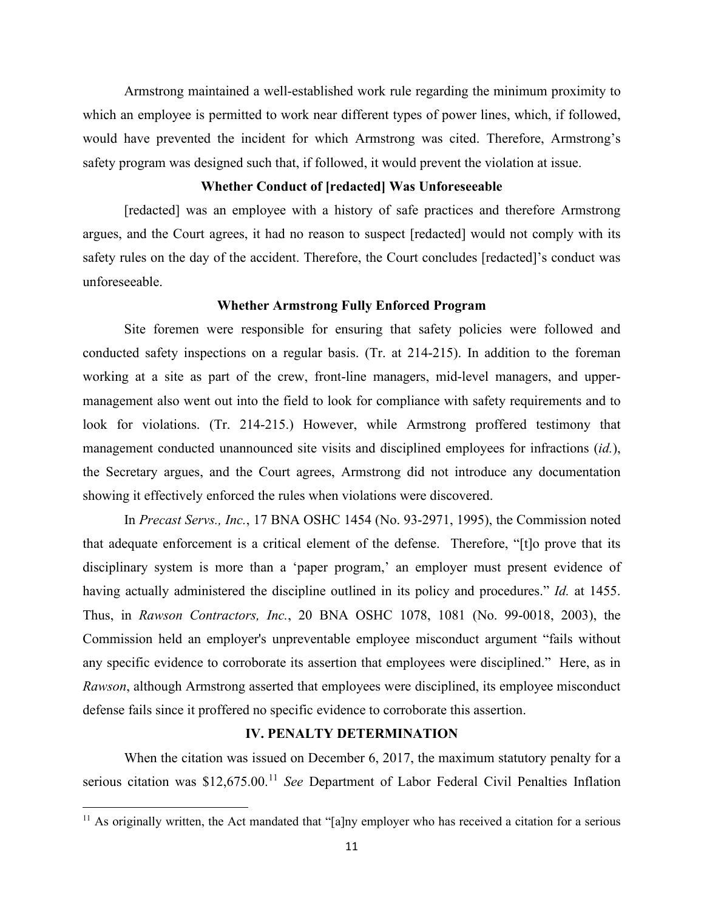Armstrong maintained a well-established work rule regarding the minimum proximity to which an employee is permitted to work near different types of power lines, which, if followed, would have prevented the incident for which Armstrong was cited. Therefore, Armstrong's safety program was designed such that, if followed, it would prevent the violation at issue.

**Whether Conduct of [redacted] Was Unforeseeable**

[redacted] was an employee with a history of safe practices and therefore Armstrong argues, and the Court agrees, it had no reason to suspect [redacted] would not comply with its safety rules on the day of the accident. Therefore, the Court concludes [redacted]'s conduct was unforeseeable.

**Whether Armstrong Fully Enforced Program**

Site foremen were responsible for ensuring that safety policies were followed and conducted safety inspections on a regular basis. (Tr. at 214-215). In addition to the foreman working at a site as part of the crew, front-line managers, mid-level managers, and upper-management also went out into the field to look for compliance with safety requirements and to look for violations. (Tr. 214-215.) However, while Armstrong proffered testimony that management conducted unannounced site visits and disciplined employees for infractions (*id.*), the Secretary argues, and the Court agrees, Armstrong did not introduce any documentation showing it effectively enforced the rules when violations were discovered.

In *Precast Servs., Inc.*, 17 BNA OSHC 1454 (No. 93-2971, 1995), the Commission noted that adequate enforcement is a critical element of the defense. Therefore, "[t]o prove that its disciplinary system is more than a 'paper program,' an employer must present evidence of having actually administered the discipline outlined in its policy and procedures." *Id.* at 1455. Thus, in *Rawson Contractors, Inc.*, 20 BNA OSHC 1078, 1081 (No. 99-0018, 2003), the Commission held an employer's unpreventable employee misconduct argument "fails without any specific evidence to corroborate its assertion that employees were disciplined." Here, as in *Rawson*, although Armstrong asserted that employees were disciplined, its employee misconduct defense fails since it proffered no specific evidence to corroborate this assertion.

## IV. PENALTY DETERMINATION

When the citation was issued on December 6, 2017, the maximum statutory penalty for a serious citation was $12,675.00.[11] *See* Department of Labor Federal Civil Penalties Inflation

[11] As originally written, the Act mandated that "[a]ny employer who has received a citation for a serious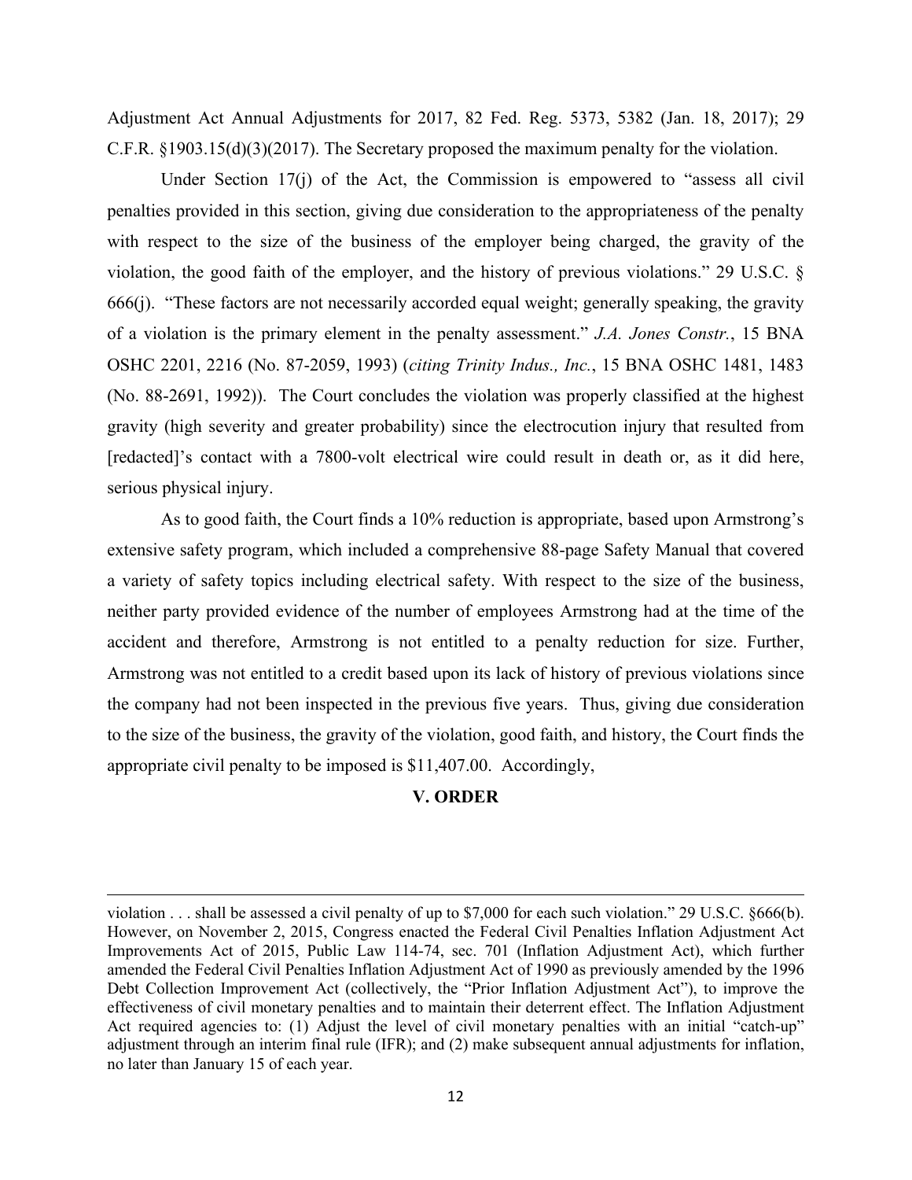Adjustment Act Annual Adjustments for 2017, 82 Fed. Reg. 5373, 5382 (Jan. 18, 2017); 29 C.F.R. §1903.15(d)(3)(2017). The Secretary proposed the maximum penalty for the violation.

Under Section 17(j) of the Act, the Commission is empowered to "assess all civil penalties provided in this section, giving due consideration to the appropriateness of the penalty with respect to the size of the business of the employer being charged, the gravity of the violation, the good faith of the employer, and the history of previous violations." 29 U.S.C. § 666(j). "These factors are not necessarily accorded equal weight; generally speaking, the gravity of a violation is the primary element in the penalty assessment." *J.A. Jones Constr.*, 15 BNA OSHC 2201, 2216 (No. 87-2059, 1993) (*citing Trinity Indus., Inc.*, 15 BNA OSHC 1481, 1483 (No. 88-2691, 1992)). The Court concludes the violation was properly classified at the highest gravity (high severity and greater probability) since the electrocution injury that resulted from [redacted]'s contact with a 7800-volt electrical wire could result in death or, as it did here, serious physical injury.

As to good faith, the Court finds a 10% reduction is appropriate, based upon Armstrong's extensive safety program, which included a comprehensive 88-page Safety Manual that covered a variety of safety topics including electrical safety. With respect to the size of the business, neither party provided evidence of the number of employees Armstrong had at the time of the accident and therefore, Armstrong is not entitled to a penalty reduction for size. Further, Armstrong was not entitled to a credit based upon its lack of history of previous violations since the company had not been inspected in the previous five years. Thus, giving due consideration to the size of the business, the gravity of the violation, good faith, and history, the Court finds the appropriate civil penalty to be imposed is $11,407.00. Accordingly,

## V. ORDER

---

violation . . . shall be assessed a civil penalty of up to $7,000 for each such violation." 29 U.S.C. §666(b). However, on November 2, 2015, Congress enacted the Federal Civil Penalties Inflation Adjustment Act Improvements Act of 2015, Public Law 114-74, sec. 701 (Inflation Adjustment Act), which further amended the Federal Civil Penalties Inflation Adjustment Act of 1990 as previously amended by the 1996 Debt Collection Improvement Act (collectively, the "Prior Inflation Adjustment Act"), to improve the effectiveness of civil monetary penalties and to maintain their deterrent effect. The Inflation Adjustment Act required agencies to: (1) Adjust the level of civil monetary penalties with an initial "catch-up" adjustment through an interim final rule (IFR); and (2) make subsequent annual adjustments for inflation, no later than January 15 of each year.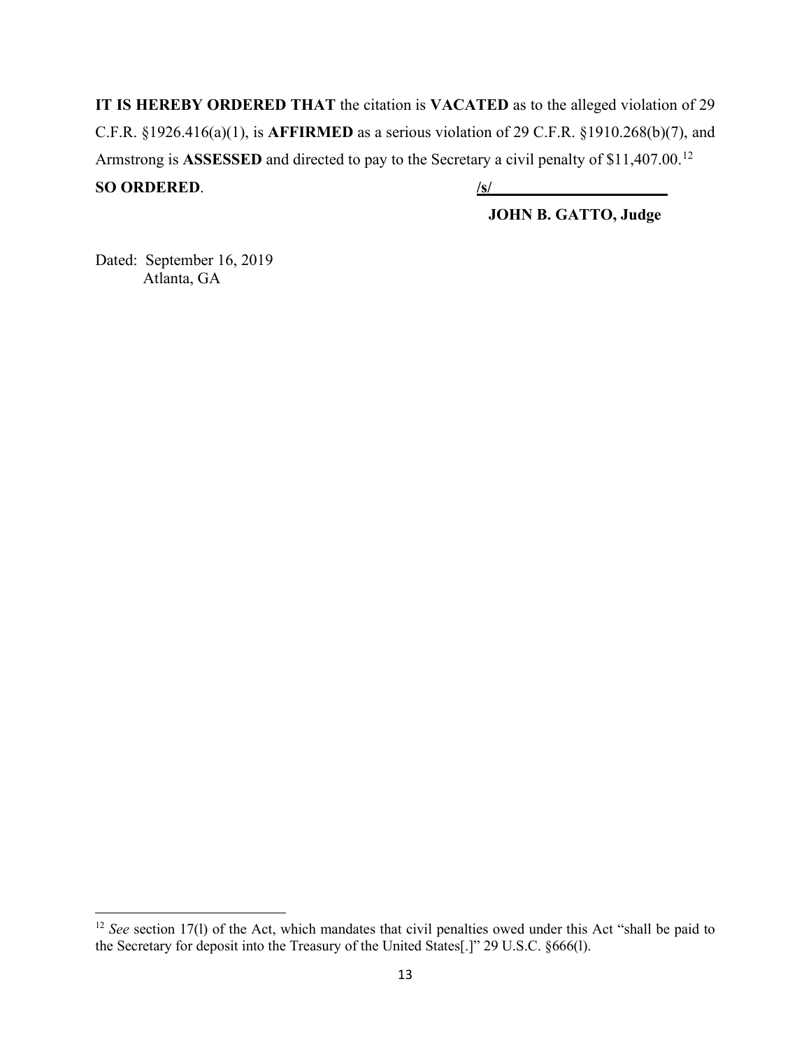**IT IS HEREBY ORDERED THAT** the citation is **VACATED** as to the alleged violation of 29 C.F.R. §1926.416(a)(1), is **AFFIRMED** as a serious violation of 29 C.F.R. §1910.268(b)(7), and Armstrong is **ASSESSED** and directed to pay to the Secretary a civil penalty of $11,407.00.[12]

**SO ORDERED**.

/s/

**JOHN B. GATTO, Judge**

Dated: September 16, 2019
Atlanta, GA

---

[12] *See* section 17(l) of the Act, which mandates that civil penalties owed under this Act "shall be paid to the Secretary for deposit into the Treasury of the United States[.]" 29 U.S.C. §666(l).